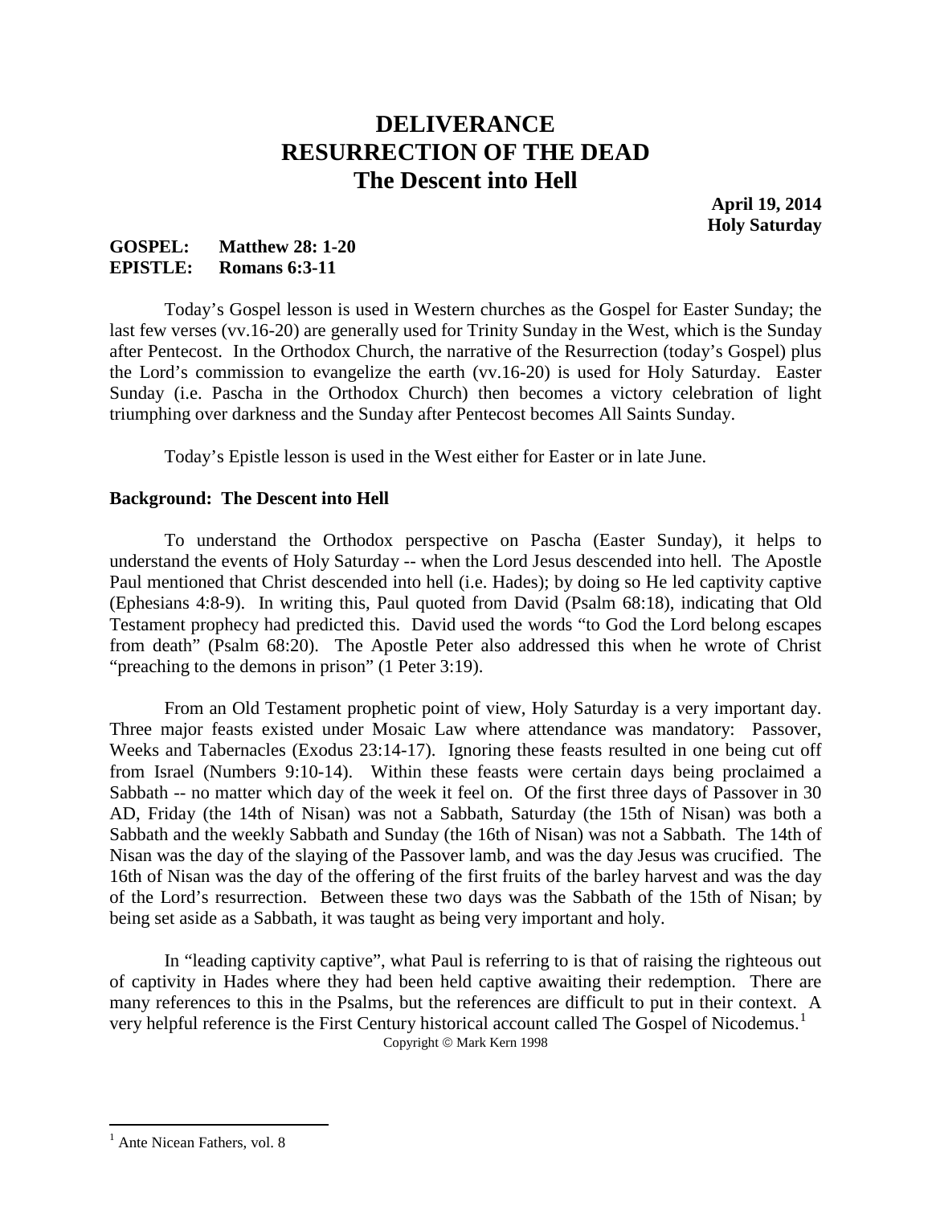# DELIVERANCE
# RESURRECTION OF THE DEAD
# The Descent into Hell

**April 19, 2014**
**Holy Saturday**

**GOSPEL: Matthew 28: 1-20**
**EPISTLE: Romans 6:3-11**

Today's Gospel lesson is used in Western churches as the Gospel for Easter Sunday; the last few verses (vv.16-20) are generally used for Trinity Sunday in the West, which is the Sunday after Pentecost. In the Orthodox Church, the narrative of the Resurrection (today's Gospel) plus the Lord's commission to evangelize the earth (vv.16-20) is used for Holy Saturday. Easter Sunday (i.e. Pascha in the Orthodox Church) then becomes a victory celebration of light triumphing over darkness and the Sunday after Pentecost becomes All Saints Sunday.

Today's Epistle lesson is used in the West either for Easter or in late June.

**Background: The Descent into Hell**

To understand the Orthodox perspective on Pascha (Easter Sunday), it helps to understand the events of Holy Saturday -- when the Lord Jesus descended into hell. The Apostle Paul mentioned that Christ descended into hell (i.e. Hades); by doing so He led captivity captive (Ephesians 4:8-9). In writing this, Paul quoted from David (Psalm 68:18), indicating that Old Testament prophecy had predicted this. David used the words "to God the Lord belong escapes from death" (Psalm 68:20). The Apostle Peter also addressed this when he wrote of Christ "preaching to the demons in prison" (1 Peter 3:19).

From an Old Testament prophetic point of view, Holy Saturday is a very important day. Three major feasts existed under Mosaic Law where attendance was mandatory: Passover, Weeks and Tabernacles (Exodus 23:14-17). Ignoring these feasts resulted in one being cut off from Israel (Numbers 9:10-14). Within these feasts were certain days being proclaimed a Sabbath -- no matter which day of the week it feel on. Of the first three days of Passover in 30 AD, Friday (the 14th of Nisan) was not a Sabbath, Saturday (the 15th of Nisan) was both a Sabbath and the weekly Sabbath and Sunday (the 16th of Nisan) was not a Sabbath. The 14th of Nisan was the day of the slaying of the Passover lamb, and was the day Jesus was crucified. The 16th of Nisan was the day of the offering of the first fruits of the barley harvest and was the day of the Lord's resurrection. Between these two days was the Sabbath of the 15th of Nisan; by being set aside as a Sabbath, it was taught as being very important and holy.

In "leading captivity captive", what Paul is referring to is that of raising the righteous out of captivity in Hades where they had been held captive awaiting their redemption. There are many references to this in the Psalms, but the references are difficult to put in their context. A very helpful reference is the First Century historical account called The Gospel of Nicodemus.[1]

Copyright © Mark Kern 1998

---

[1] Ante Nicean Fathers, vol. 8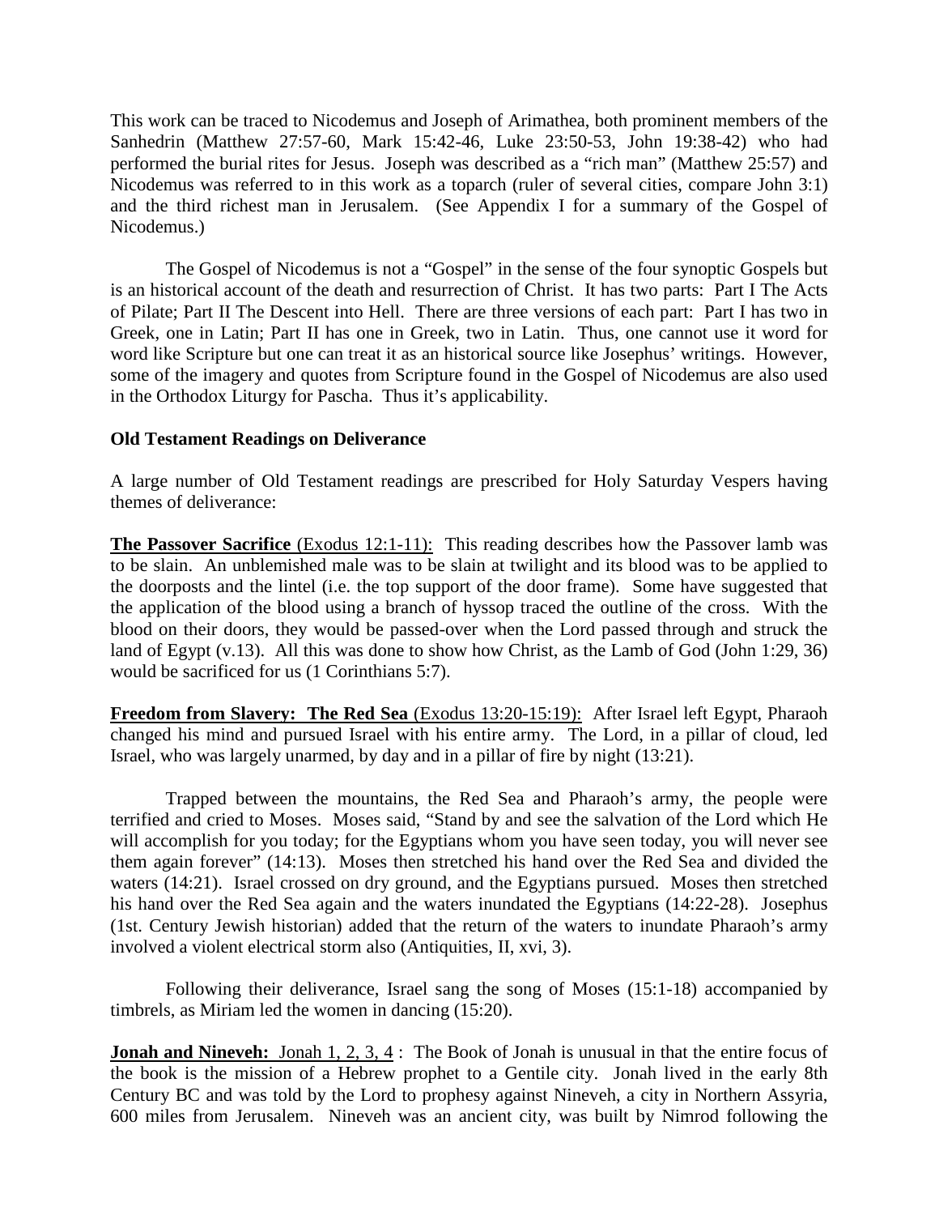This work can be traced to Nicodemus and Joseph of Arimathea, both prominent members of the Sanhedrin (Matthew 27:57-60, Mark 15:42-46, Luke 23:50-53, John 19:38-42) who had performed the burial rites for Jesus. Joseph was described as a "rich man" (Matthew 25:57) and Nicodemus was referred to in this work as a toparch (ruler of several cities, compare John 3:1) and the third richest man in Jerusalem. (See Appendix I for a summary of the Gospel of Nicodemus.)

The Gospel of Nicodemus is not a "Gospel" in the sense of the four synoptic Gospels but is an historical account of the death and resurrection of Christ. It has two parts: Part I The Acts of Pilate; Part II The Descent into Hell. There are three versions of each part: Part I has two in Greek, one in Latin; Part II has one in Greek, two in Latin. Thus, one cannot use it word for word like Scripture but one can treat it as an historical source like Josephus' writings. However, some of the imagery and quotes from Scripture found in the Gospel of Nicodemus are also used in the Orthodox Liturgy for Pascha. Thus it's applicability.

**Old Testament Readings on Deliverance**

A large number of Old Testament readings are prescribed for Holy Saturday Vespers having themes of deliverance:

**The Passover Sacrifice** (Exodus 12:1-11): This reading describes how the Passover lamb was to be slain. An unblemished male was to be slain at twilight and its blood was to be applied to the doorposts and the lintel (i.e. the top support of the door frame). Some have suggested that the application of the blood using a branch of hyssop traced the outline of the cross. With the blood on their doors, they would be passed-over when the Lord passed through and struck the land of Egypt (v.13). All this was done to show how Christ, as the Lamb of God (John 1:29, 36) would be sacrificed for us (1 Corinthians 5:7).

**Freedom from Slavery: The Red Sea** (Exodus 13:20-15:19): After Israel left Egypt, Pharaoh changed his mind and pursued Israel with his entire army. The Lord, in a pillar of cloud, led Israel, who was largely unarmed, by day and in a pillar of fire by night (13:21).

Trapped between the mountains, the Red Sea and Pharaoh's army, the people were terrified and cried to Moses. Moses said, "Stand by and see the salvation of the Lord which He will accomplish for you today; for the Egyptians whom you have seen today, you will never see them again forever" (14:13). Moses then stretched his hand over the Red Sea and divided the waters (14:21). Israel crossed on dry ground, and the Egyptians pursued. Moses then stretched his hand over the Red Sea again and the waters inundated the Egyptians (14:22-28). Josephus (1st. Century Jewish historian) added that the return of the waters to inundate Pharaoh's army involved a violent electrical storm also (Antiquities, II, xvi, 3).

Following their deliverance, Israel sang the song of Moses (15:1-18) accompanied by timbrels, as Miriam led the women in dancing (15:20).

**Jonah and Nineveh:** Jonah 1, 2, 3, 4 : The Book of Jonah is unusual in that the entire focus of the book is the mission of a Hebrew prophet to a Gentile city. Jonah lived in the early 8th Century BC and was told by the Lord to prophesy against Nineveh, a city in Northern Assyria, 600 miles from Jerusalem. Nineveh was an ancient city, was built by Nimrod following the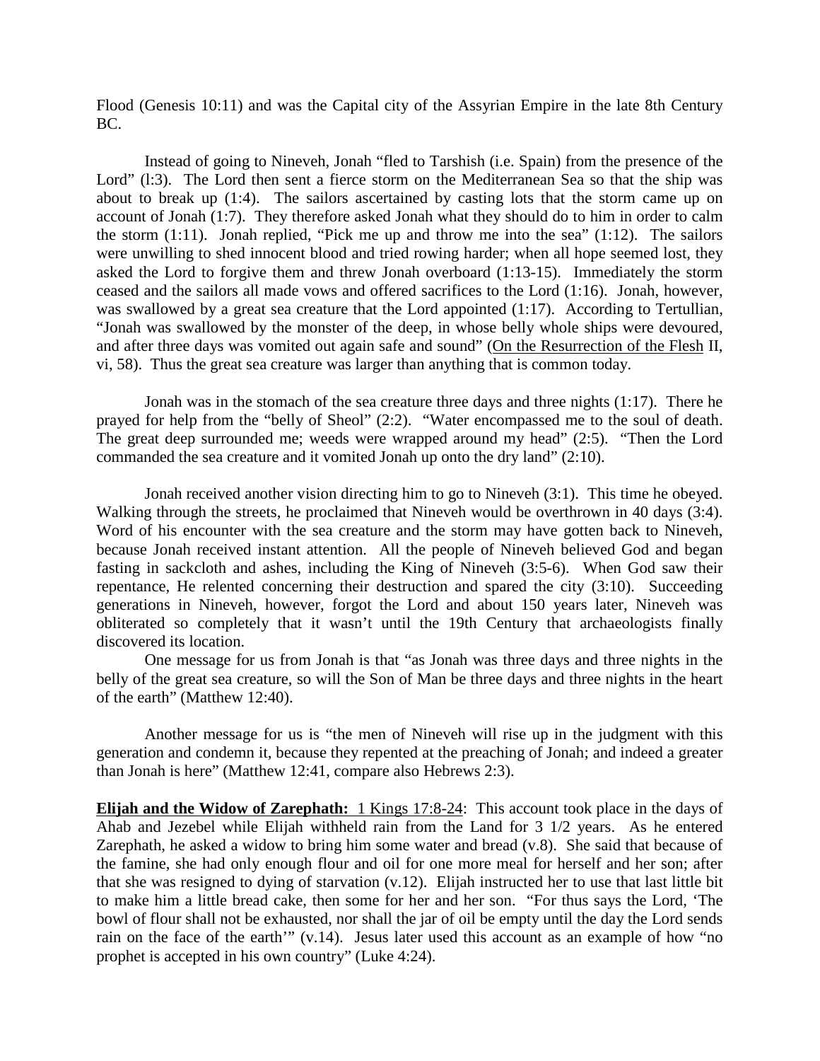Flood (Genesis 10:11) and was the Capital city of the Assyrian Empire in the late 8th Century BC.

Instead of going to Nineveh, Jonah "fled to Tarshish (i.e. Spain) from the presence of the Lord" (l:3). The Lord then sent a fierce storm on the Mediterranean Sea so that the ship was about to break up (1:4). The sailors ascertained by casting lots that the storm came up on account of Jonah (1:7). They therefore asked Jonah what they should do to him in order to calm the storm (1:11). Jonah replied, "Pick me up and throw me into the sea" (1:12). The sailors were unwilling to shed innocent blood and tried rowing harder; when all hope seemed lost, they asked the Lord to forgive them and threw Jonah overboard (1:13-15). Immediately the storm ceased and the sailors all made vows and offered sacrifices to the Lord (1:16). Jonah, however, was swallowed by a great sea creature that the Lord appointed (1:17). According to Tertullian, "Jonah was swallowed by the monster of the deep, in whose belly whole ships were devoured, and after three days was vomited out again safe and sound" (On the Resurrection of the Flesh II, vi, 58). Thus the great sea creature was larger than anything that is common today.

Jonah was in the stomach of the sea creature three days and three nights (1:17). There he prayed for help from the "belly of Sheol" (2:2). "Water encompassed me to the soul of death. The great deep surrounded me; weeds were wrapped around my head" (2:5). "Then the Lord commanded the sea creature and it vomited Jonah up onto the dry land" (2:10).

Jonah received another vision directing him to go to Nineveh (3:1). This time he obeyed. Walking through the streets, he proclaimed that Nineveh would be overthrown in 40 days (3:4). Word of his encounter with the sea creature and the storm may have gotten back to Nineveh, because Jonah received instant attention. All the people of Nineveh believed God and began fasting in sackcloth and ashes, including the King of Nineveh (3:5-6). When God saw their repentance, He relented concerning their destruction and spared the city (3:10). Succeeding generations in Nineveh, however, forgot the Lord and about 150 years later, Nineveh was obliterated so completely that it wasn't until the 19th Century that archaeologists finally discovered its location.

One message for us from Jonah is that "as Jonah was three days and three nights in the belly of the great sea creature, so will the Son of Man be three days and three nights in the heart of the earth" (Matthew 12:40).

Another message for us is "the men of Nineveh will rise up in the judgment with this generation and condemn it, because they repented at the preaching of Jonah; and indeed a greater than Jonah is here" (Matthew 12:41, compare also Hebrews 2:3).

**Elijah and the Widow of Zarephath:** 1 Kings 17:8-24: This account took place in the days of Ahab and Jezebel while Elijah withheld rain from the Land for 3 1/2 years. As he entered Zarephath, he asked a widow to bring him some water and bread (v.8). She said that because of the famine, she had only enough flour and oil for one more meal for herself and her son; after that she was resigned to dying of starvation (v.12). Elijah instructed her to use that last little bit to make him a little bread cake, then some for her and her son. "For thus says the Lord, 'The bowl of flour shall not be exhausted, nor shall the jar of oil be empty until the day the Lord sends rain on the face of the earth'" (v.14). Jesus later used this account as an example of how "no prophet is accepted in his own country" (Luke 4:24).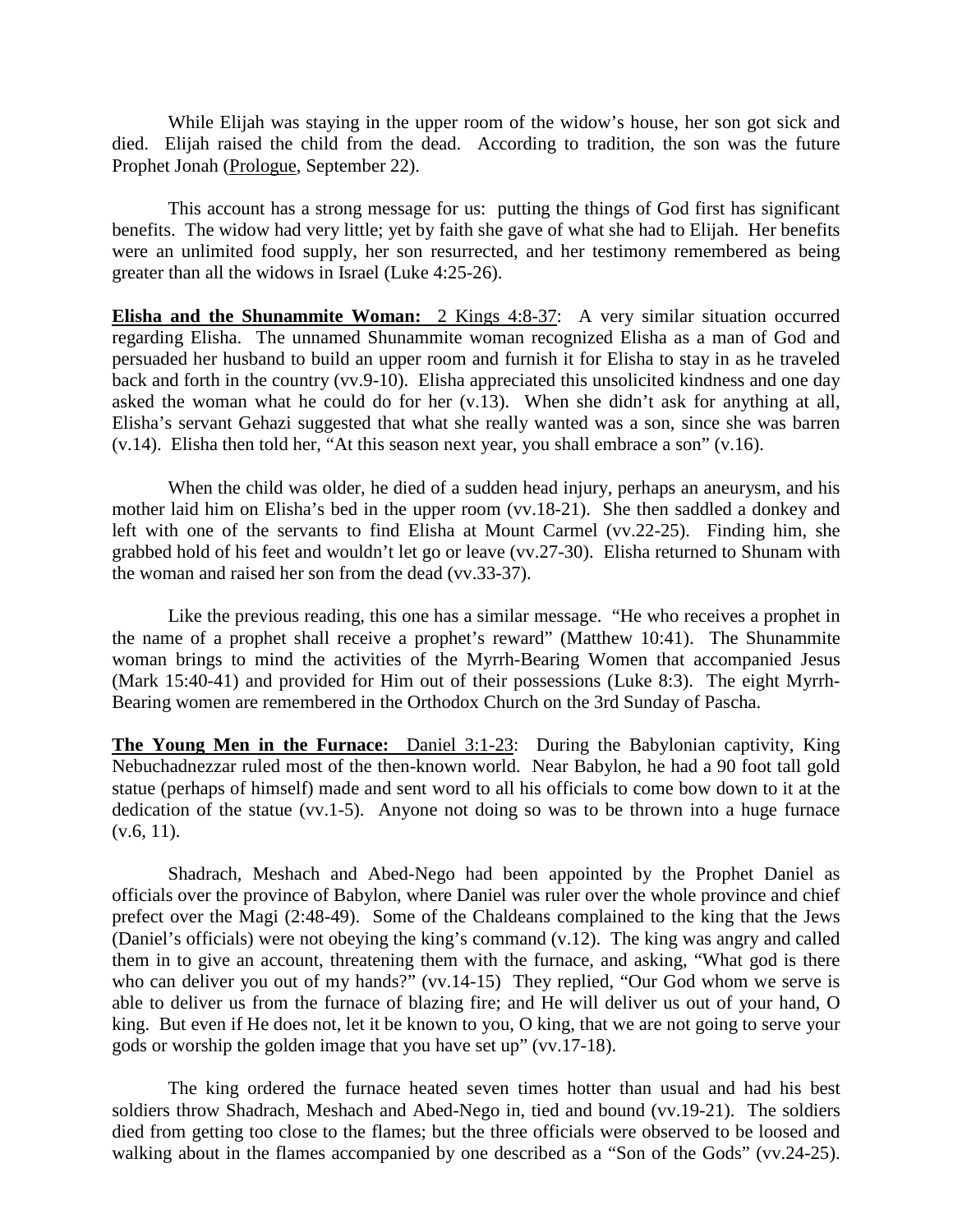While Elijah was staying in the upper room of the widow's house, her son got sick and died. Elijah raised the child from the dead. According to tradition, the son was the future Prophet Jonah (Prologue, September 22).

This account has a strong message for us: putting the things of God first has significant benefits. The widow had very little; yet by faith she gave of what she had to Elijah. Her benefits were an unlimited food supply, her son resurrected, and her testimony remembered as being greater than all the widows in Israel (Luke 4:25-26).

**Elisha and the Shunammite Woman:** 2 Kings 4:8-37: A very similar situation occurred regarding Elisha. The unnamed Shunammite woman recognized Elisha as a man of God and persuaded her husband to build an upper room and furnish it for Elisha to stay in as he traveled back and forth in the country (vv.9-10). Elisha appreciated this unsolicited kindness and one day asked the woman what he could do for her (v.13). When she didn't ask for anything at all, Elisha's servant Gehazi suggested that what she really wanted was a son, since she was barren (v.14). Elisha then told her, "At this season next year, you shall embrace a son" (v.16).

When the child was older, he died of a sudden head injury, perhaps an aneurysm, and his mother laid him on Elisha's bed in the upper room (vv.18-21). She then saddled a donkey and left with one of the servants to find Elisha at Mount Carmel (vv.22-25). Finding him, she grabbed hold of his feet and wouldn't let go or leave (vv.27-30). Elisha returned to Shunam with the woman and raised her son from the dead (vv.33-37).

Like the previous reading, this one has a similar message. "He who receives a prophet in the name of a prophet shall receive a prophet's reward" (Matthew 10:41). The Shunammite woman brings to mind the activities of the Myrrh-Bearing Women that accompanied Jesus (Mark 15:40-41) and provided for Him out of their possessions (Luke 8:3). The eight Myrrh-Bearing women are remembered in the Orthodox Church on the 3rd Sunday of Pascha.

**The Young Men in the Furnace:** Daniel 3:1-23: During the Babylonian captivity, King Nebuchadnezzar ruled most of the then-known world. Near Babylon, he had a 90 foot tall gold statue (perhaps of himself) made and sent word to all his officials to come bow down to it at the dedication of the statue (vv.1-5). Anyone not doing so was to be thrown into a huge furnace (v.6, 11).

Shadrach, Meshach and Abed-Nego had been appointed by the Prophet Daniel as officials over the province of Babylon, where Daniel was ruler over the whole province and chief prefect over the Magi (2:48-49). Some of the Chaldeans complained to the king that the Jews (Daniel's officials) were not obeying the king's command (v.12). The king was angry and called them in to give an account, threatening them with the furnace, and asking, "What god is there who can deliver you out of my hands?" (vv.14-15) They replied, "Our God whom we serve is able to deliver us from the furnace of blazing fire; and He will deliver us out of your hand, O king. But even if He does not, let it be known to you, O king, that we are not going to serve your gods or worship the golden image that you have set up" (vv.17-18).

The king ordered the furnace heated seven times hotter than usual and had his best soldiers throw Shadrach, Meshach and Abed-Nego in, tied and bound (vv.19-21). The soldiers died from getting too close to the flames; but the three officials were observed to be loosed and walking about in the flames accompanied by one described as a "Son of the Gods" (vv.24-25).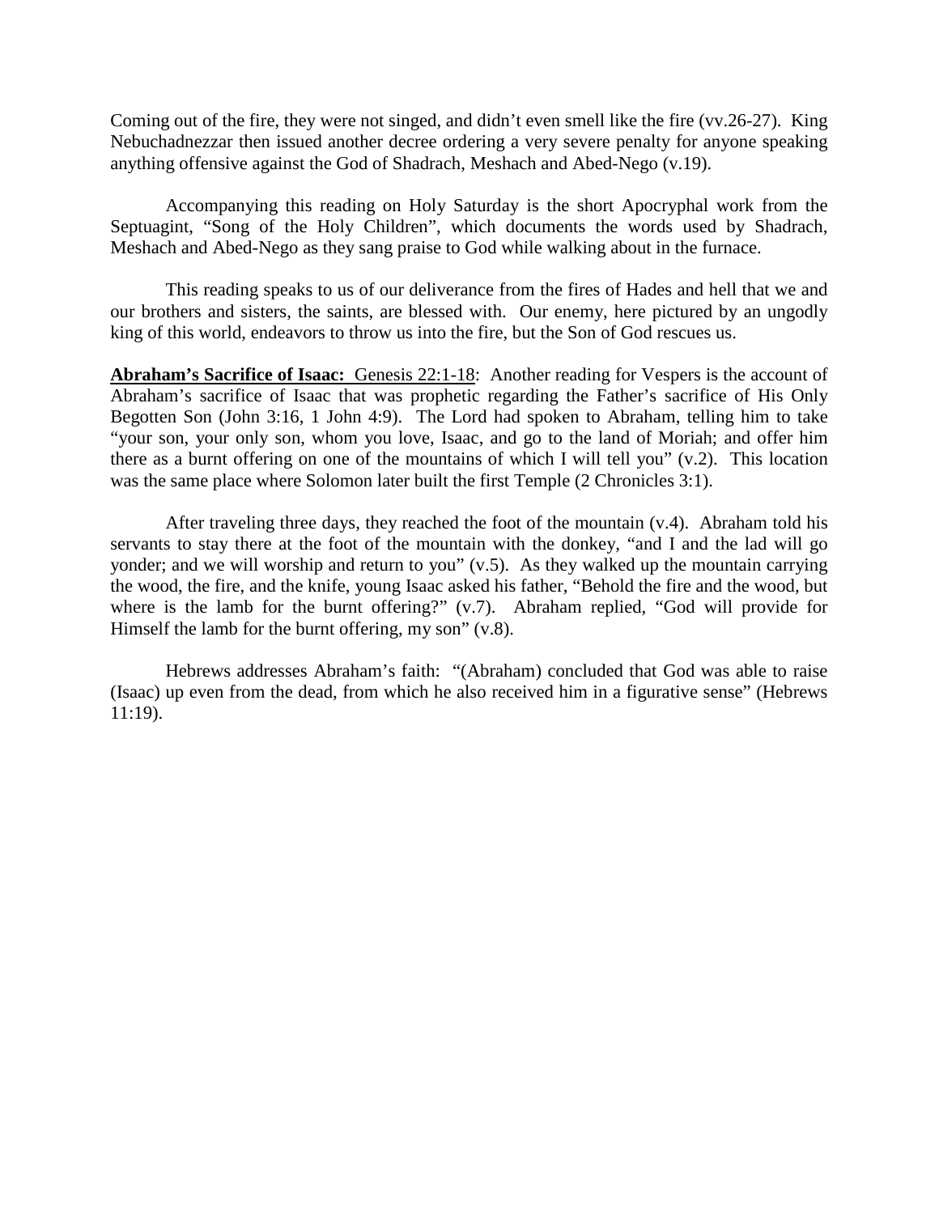Coming out of the fire, they were not singed, and didn't even smell like the fire (vv.26-27). King Nebuchadnezzar then issued another decree ordering a very severe penalty for anyone speaking anything offensive against the God of Shadrach, Meshach and Abed-Nego (v.19).

Accompanying this reading on Holy Saturday is the short Apocryphal work from the Septuagint, "Song of the Holy Children", which documents the words used by Shadrach, Meshach and Abed-Nego as they sang praise to God while walking about in the furnace.

This reading speaks to us of our deliverance from the fires of Hades and hell that we and our brothers and sisters, the saints, are blessed with. Our enemy, here pictured by an ungodly king of this world, endeavors to throw us into the fire, but the Son of God rescues us.

**<u>Abraham's Sacrifice of Isaac:</u>** <u>Genesis 22:1-18</u>: Another reading for Vespers is the account of Abraham's sacrifice of Isaac that was prophetic regarding the Father's sacrifice of His Only Begotten Son (John 3:16, 1 John 4:9). The Lord had spoken to Abraham, telling him to take "your son, your only son, whom you love, Isaac, and go to the land of Moriah; and offer him there as a burnt offering on one of the mountains of which I will tell you" (v.2). This location was the same place where Solomon later built the first Temple (2 Chronicles 3:1).

After traveling three days, they reached the foot of the mountain (v.4). Abraham told his servants to stay there at the foot of the mountain with the donkey, "and I and the lad will go yonder; and we will worship and return to you" (v.5). As they walked up the mountain carrying the wood, the fire, and the knife, young Isaac asked his father, "Behold the fire and the wood, but where is the lamb for the burnt offering?" (v.7). Abraham replied, "God will provide for Himself the lamb for the burnt offering, my son" (v.8).

Hebrews addresses Abraham's faith: "(Abraham) concluded that God was able to raise (Isaac) up even from the dead, from which he also received him in a figurative sense" (Hebrews 11:19).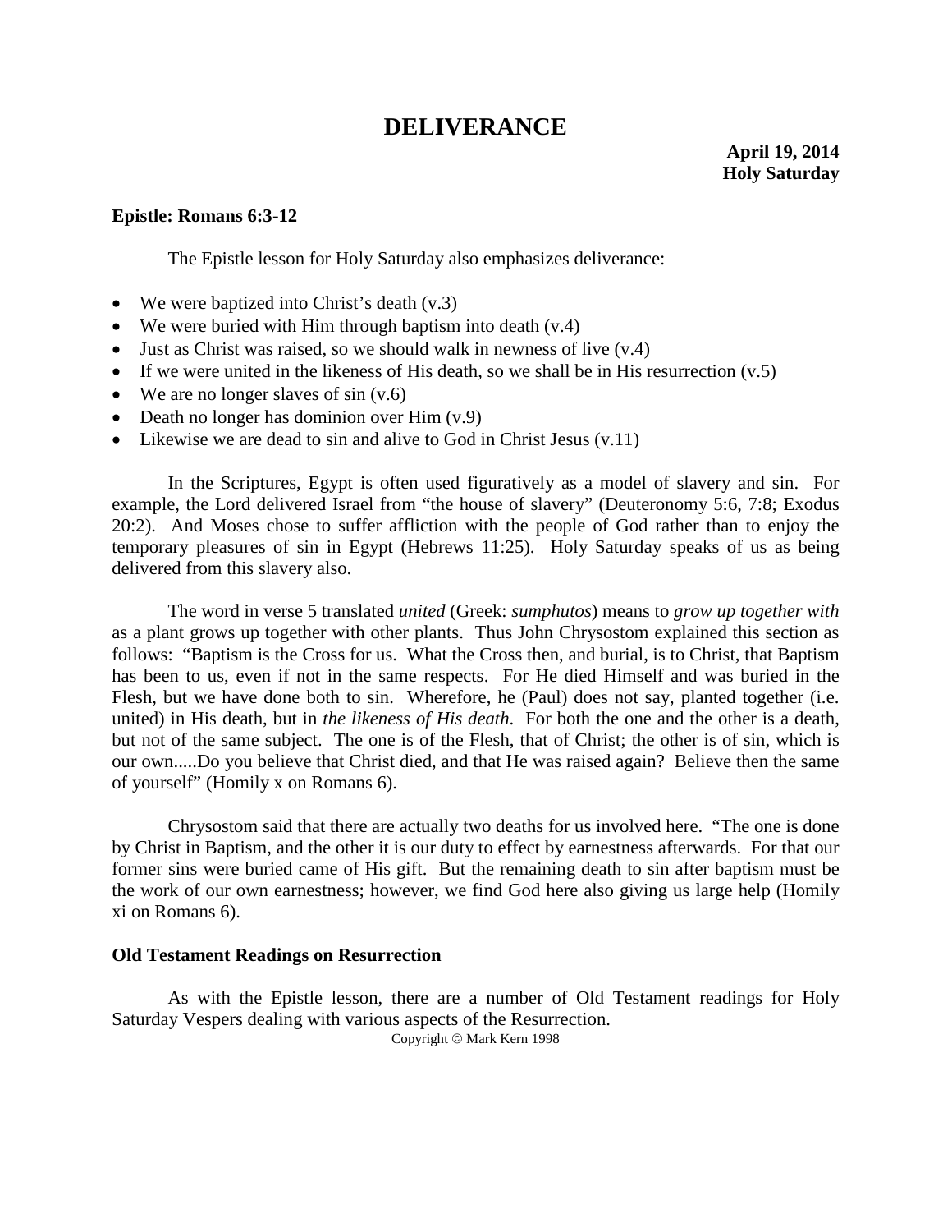# DELIVERANCE

**April 19, 2014**
**Holy Saturday**

**Epistle: Romans 6:3-12**

The Epistle lesson for Holy Saturday also emphasizes deliverance:

- We were baptized into Christ's death (v.3)
- We were buried with Him through baptism into death (v.4)
- Just as Christ was raised, so we should walk in newness of live (v.4)
- If we were united in the likeness of His death, so we shall be in His resurrection (v.5)
- We are no longer slaves of sin (v.6)
- Death no longer has dominion over Him (v.9)
- Likewise we are dead to sin and alive to God in Christ Jesus (v.11)

In the Scriptures, Egypt is often used figuratively as a model of slavery and sin. For example, the Lord delivered Israel from "the house of slavery" (Deuteronomy 5:6, 7:8; Exodus 20:2). And Moses chose to suffer affliction with the people of God rather than to enjoy the temporary pleasures of sin in Egypt (Hebrews 11:25). Holy Saturday speaks of us as being delivered from this slavery also.

The word in verse 5 translated *united* (Greek: *sumphutos*) means to *grow up together with* as a plant grows up together with other plants. Thus John Chrysostom explained this section as follows: "Baptism is the Cross for us. What the Cross then, and burial, is to Christ, that Baptism has been to us, even if not in the same respects. For He died Himself and was buried in the Flesh, but we have done both to sin. Wherefore, he (Paul) does not say, planted together (i.e. united) in His death, but in *the likeness of His death*. For both the one and the other is a death, but not of the same subject. The one is of the Flesh, that of Christ; the other is of sin, which is our own.....Do you believe that Christ died, and that He was raised again? Believe then the same of yourself" (Homily x on Romans 6).

Chrysostom said that there are actually two deaths for us involved here. "The one is done by Christ in Baptism, and the other it is our duty to effect by earnestness afterwards. For that our former sins were buried came of His gift. But the remaining death to sin after baptism must be the work of our own earnestness; however, we find God here also giving us large help (Homily xi on Romans 6).

**Old Testament Readings on Resurrection**

As with the Epistle lesson, there are a number of Old Testament readings for Holy Saturday Vespers dealing with various aspects of the Resurrection.

Copyright © Mark Kern 1998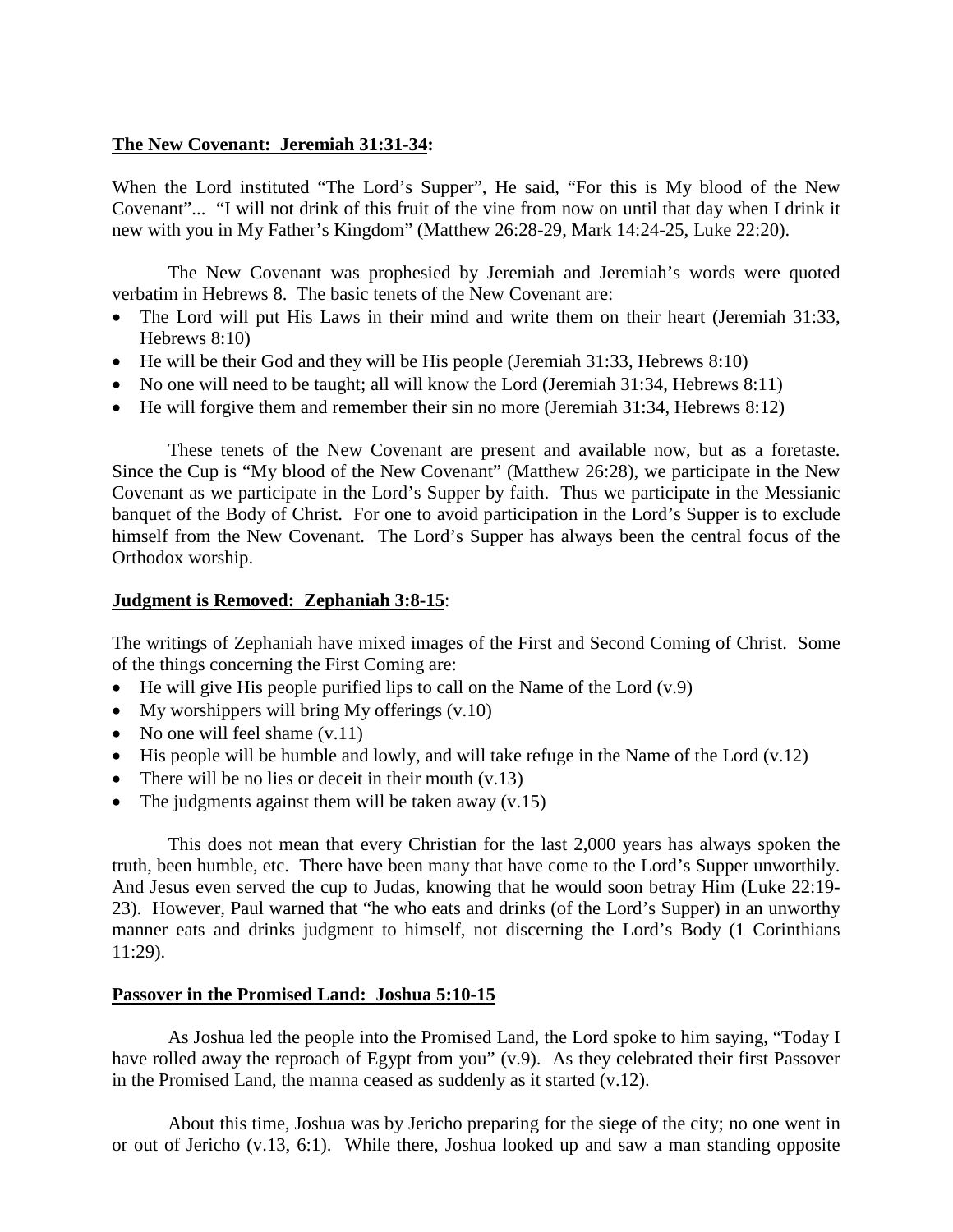**The New Covenant: Jeremiah 31:31-34:**

When the Lord instituted "The Lord's Supper", He said, "For this is My blood of the New Covenant"... "I will not drink of this fruit of the vine from now on until that day when I drink it new with you in My Father's Kingdom" (Matthew 26:28-29, Mark 14:24-25, Luke 22:20).

The New Covenant was prophesied by Jeremiah and Jeremiah's words were quoted verbatim in Hebrews 8. The basic tenets of the New Covenant are:

- The Lord will put His Laws in their mind and write them on their heart (Jeremiah 31:33, Hebrews 8:10)
- He will be their God and they will be His people (Jeremiah 31:33, Hebrews 8:10)
- No one will need to be taught; all will know the Lord (Jeremiah 31:34, Hebrews 8:11)
- He will forgive them and remember their sin no more (Jeremiah 31:34, Hebrews 8:12)

These tenets of the New Covenant are present and available now, but as a foretaste. Since the Cup is "My blood of the New Covenant" (Matthew 26:28), we participate in the New Covenant as we participate in the Lord's Supper by faith. Thus we participate in the Messianic banquet of the Body of Christ. For one to avoid participation in the Lord's Supper is to exclude himself from the New Covenant. The Lord's Supper has always been the central focus of the Orthodox worship.

**Judgment is Removed: Zephaniah 3:8-15**:

The writings of Zephaniah have mixed images of the First and Second Coming of Christ. Some of the things concerning the First Coming are:

- He will give His people purified lips to call on the Name of the Lord (v.9)
- My worshippers will bring My offerings (v.10)
- No one will feel shame (v.11)
- His people will be humble and lowly, and will take refuge in the Name of the Lord (v.12)
- There will be no lies or deceit in their mouth (v.13)
- The judgments against them will be taken away (v.15)

This does not mean that every Christian for the last 2,000 years has always spoken the truth, been humble, etc. There have been many that have come to the Lord's Supper unworthily. And Jesus even served the cup to Judas, knowing that he would soon betray Him (Luke 22:19-23). However, Paul warned that "he who eats and drinks (of the Lord's Supper) in an unworthy manner eats and drinks judgment to himself, not discerning the Lord's Body (1 Corinthians 11:29).

**Passover in the Promised Land: Joshua 5:10-15**

As Joshua led the people into the Promised Land, the Lord spoke to him saying, "Today I have rolled away the reproach of Egypt from you" (v.9). As they celebrated their first Passover in the Promised Land, the manna ceased as suddenly as it started (v.12).

About this time, Joshua was by Jericho preparing for the siege of the city; no one went in or out of Jericho (v.13, 6:1). While there, Joshua looked up and saw a man standing opposite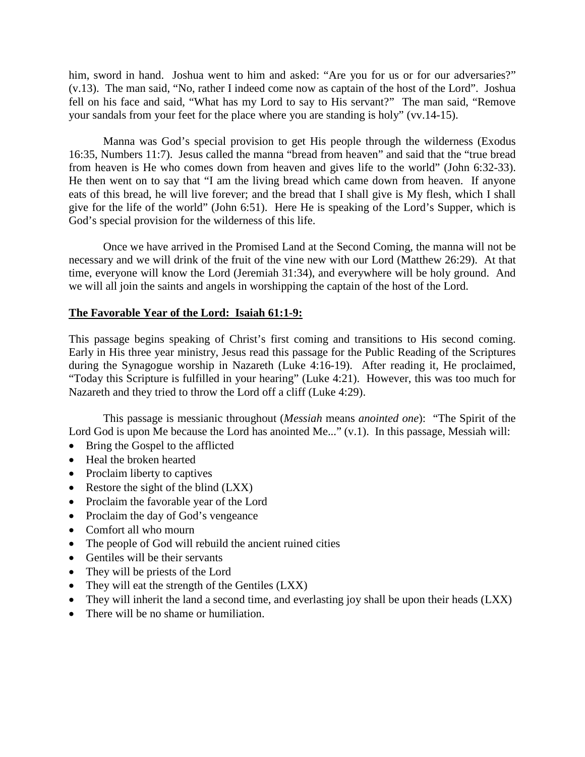him, sword in hand. Joshua went to him and asked: "Are you for us or for our adversaries?" (v.13). The man said, "No, rather I indeed come now as captain of the host of the Lord". Joshua fell on his face and said, "What has my Lord to say to His servant?" The man said, "Remove your sandals from your feet for the place where you are standing is holy" (vv.14-15).

Manna was God's special provision to get His people through the wilderness (Exodus 16:35, Numbers 11:7). Jesus called the manna "bread from heaven" and said that the "true bread from heaven is He who comes down from heaven and gives life to the world" (John 6:32-33). He then went on to say that "I am the living bread which came down from heaven. If anyone eats of this bread, he will live forever; and the bread that I shall give is My flesh, which I shall give for the life of the world" (John 6:51). Here He is speaking of the Lord's Supper, which is God's special provision for the wilderness of this life.

Once we have arrived in the Promised Land at the Second Coming, the manna will not be necessary and we will drink of the fruit of the vine new with our Lord (Matthew 26:29). At that time, everyone will know the Lord (Jeremiah 31:34), and everywhere will be holy ground. And we will all join the saints and angels in worshipping the captain of the host of the Lord.

**<u>The Favorable Year of the Lord: Isaiah 61:1-9:</u>**

This passage begins speaking of Christ's first coming and transitions to His second coming. Early in His three year ministry, Jesus read this passage for the Public Reading of the Scriptures during the Synagogue worship in Nazareth (Luke 4:16-19). After reading it, He proclaimed, "Today this Scripture is fulfilled in your hearing" (Luke 4:21). However, this was too much for Nazareth and they tried to throw the Lord off a cliff (Luke 4:29).

This passage is messianic throughout (*Messiah* means *anointed one*): "The Spirit of the Lord God is upon Me because the Lord has anointed Me..." (v.1). In this passage, Messiah will:

- Bring the Gospel to the afflicted
- Heal the broken hearted
- Proclaim liberty to captives
- Restore the sight of the blind (LXX)
- Proclaim the favorable year of the Lord
- Proclaim the day of God's vengeance
- Comfort all who mourn
- The people of God will rebuild the ancient ruined cities
- Gentiles will be their servants
- They will be priests of the Lord
- They will eat the strength of the Gentiles (LXX)
- They will inherit the land a second time, and everlasting joy shall be upon their heads (LXX)
- There will be no shame or humiliation.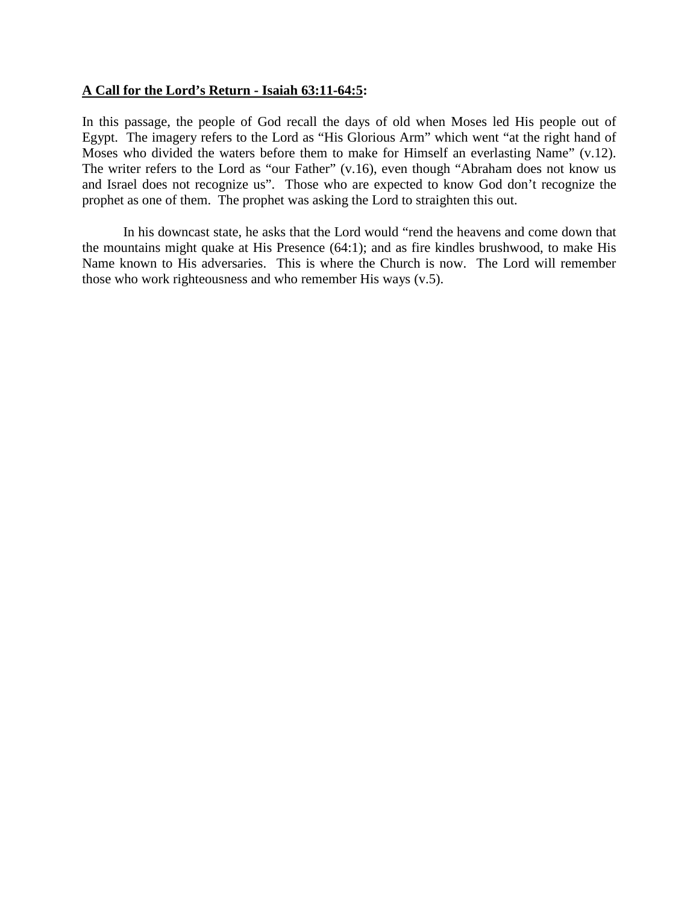**A Call for the Lord's Return - Isaiah 63:11-64:5:**

In this passage, the people of God recall the days of old when Moses led His people out of Egypt. The imagery refers to the Lord as "His Glorious Arm" which went "at the right hand of Moses who divided the waters before them to make for Himself an everlasting Name" (v.12). The writer refers to the Lord as "our Father" (v.16), even though "Abraham does not know us and Israel does not recognize us". Those who are expected to know God don't recognize the prophet as one of them. The prophet was asking the Lord to straighten this out.

In his downcast state, he asks that the Lord would "rend the heavens and come down that the mountains might quake at His Presence (64:1); and as fire kindles brushwood, to make His Name known to His adversaries. This is where the Church is now. The Lord will remember those who work righteousness and who remember His ways (v.5).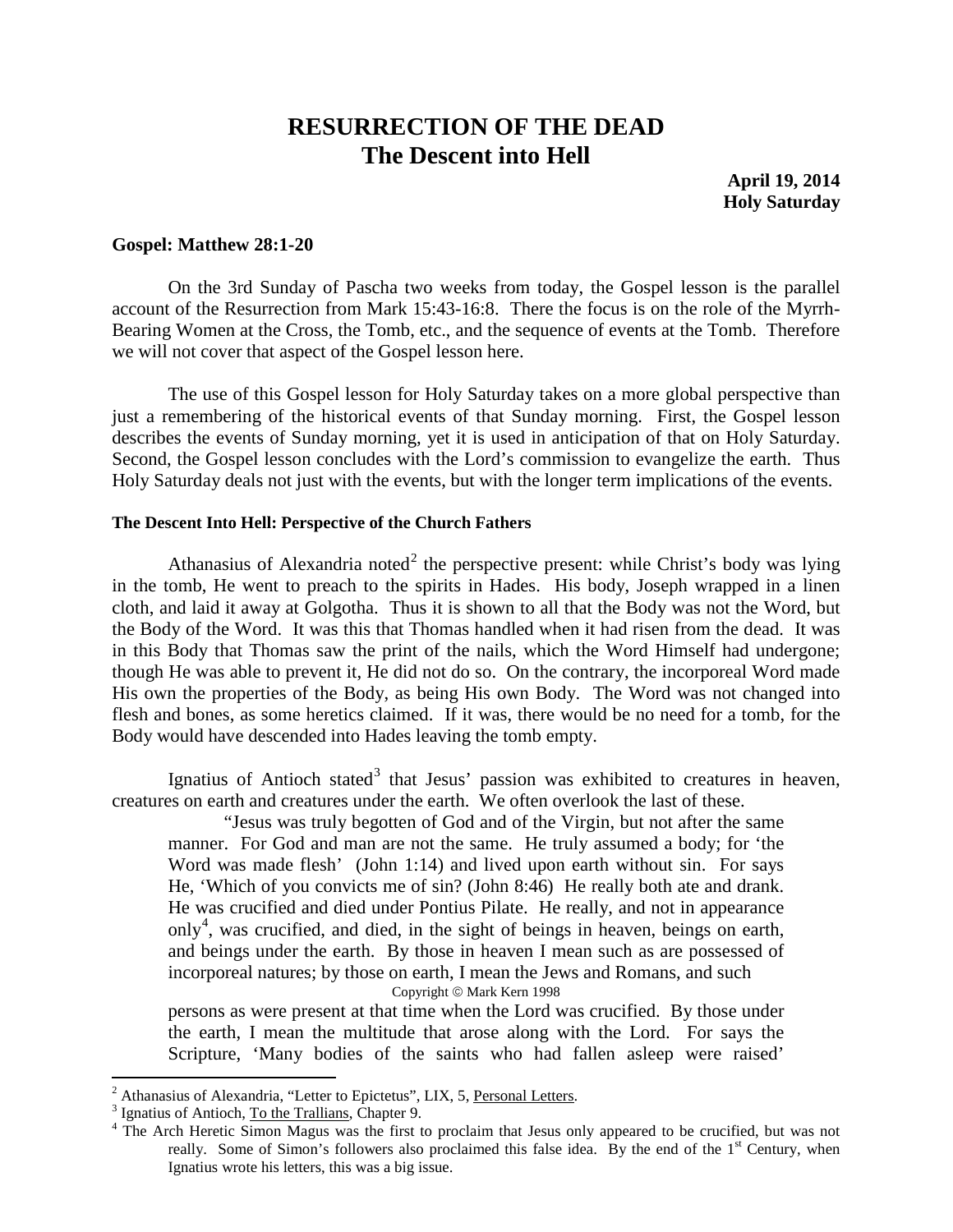# RESURRECTION OF THE DEAD
## The Descent into Hell

**April 19, 2014**
**Holy Saturday**

**Gospel: Matthew 28:1-20**

On the 3rd Sunday of Pascha two weeks from today, the Gospel lesson is the parallel account of the Resurrection from Mark 15:43-16:8. There the focus is on the role of the Myrrh-Bearing Women at the Cross, the Tomb, etc., and the sequence of events at the Tomb. Therefore we will not cover that aspect of the Gospel lesson here.

The use of this Gospel lesson for Holy Saturday takes on a more global perspective than just a remembering of the historical events of that Sunday morning. First, the Gospel lesson describes the events of Sunday morning, yet it is used in anticipation of that on Holy Saturday. Second, the Gospel lesson concludes with the Lord's commission to evangelize the earth. Thus Holy Saturday deals not just with the events, but with the longer term implications of the events.

#### The Descent Into Hell: Perspective of the Church Fathers

Athanasius of Alexandria noted[2] the perspective present: while Christ's body was lying in the tomb, He went to preach to the spirits in Hades. His body, Joseph wrapped in a linen cloth, and laid it away at Golgotha. Thus it is shown to all that the Body was not the Word, but the Body of the Word. It was this that Thomas handled when it had risen from the dead. It was in this Body that Thomas saw the print of the nails, which the Word Himself had undergone; though He was able to prevent it, He did not do so. On the contrary, the incorporeal Word made His own the properties of the Body, as being His own Body. The Word was not changed into flesh and bones, as some heretics claimed. If it was, there would be no need for a tomb, for the Body would have descended into Hades leaving the tomb empty.

Ignatius of Antioch stated[3] that Jesus' passion was exhibited to creatures in heaven, creatures on earth and creatures under the earth. We often overlook the last of these.

> "Jesus was truly begotten of God and of the Virgin, but not after the same manner. For God and man are not the same. He truly assumed a body; for 'the Word was made flesh' (John 1:14) and lived upon earth without sin. For says He, 'Which of you convicts me of sin? (John 8:46) He really both ate and drank. He was crucified and died under Pontius Pilate. He really, and not in appearance only[4], was crucified, and died, in the sight of beings in heaven, beings on earth, and beings under the earth. By those in heaven I mean such as are possessed of incorporeal natures; by those on earth, I mean the Jews and Romans, and such persons as were present at that time when the Lord was crucified. By those under the earth, I mean the multitude that arose along with the Lord. For says the Scripture, 'Many bodies of the saints who had fallen asleep were raised'

Copyright © Mark Kern 1998

---

[2] Athanasius of Alexandria, "Letter to Epictetus", LIX, 5, Personal Letters.

[3] Ignatius of Antioch, To the Trallians, Chapter 9.

[4] The Arch Heretic Simon Magus was the first to proclaim that Jesus only appeared to be crucified, but was not really. Some of Simon's followers also proclaimed this false idea. By the end of the 1st Century, when Ignatius wrote his letters, this was a big issue.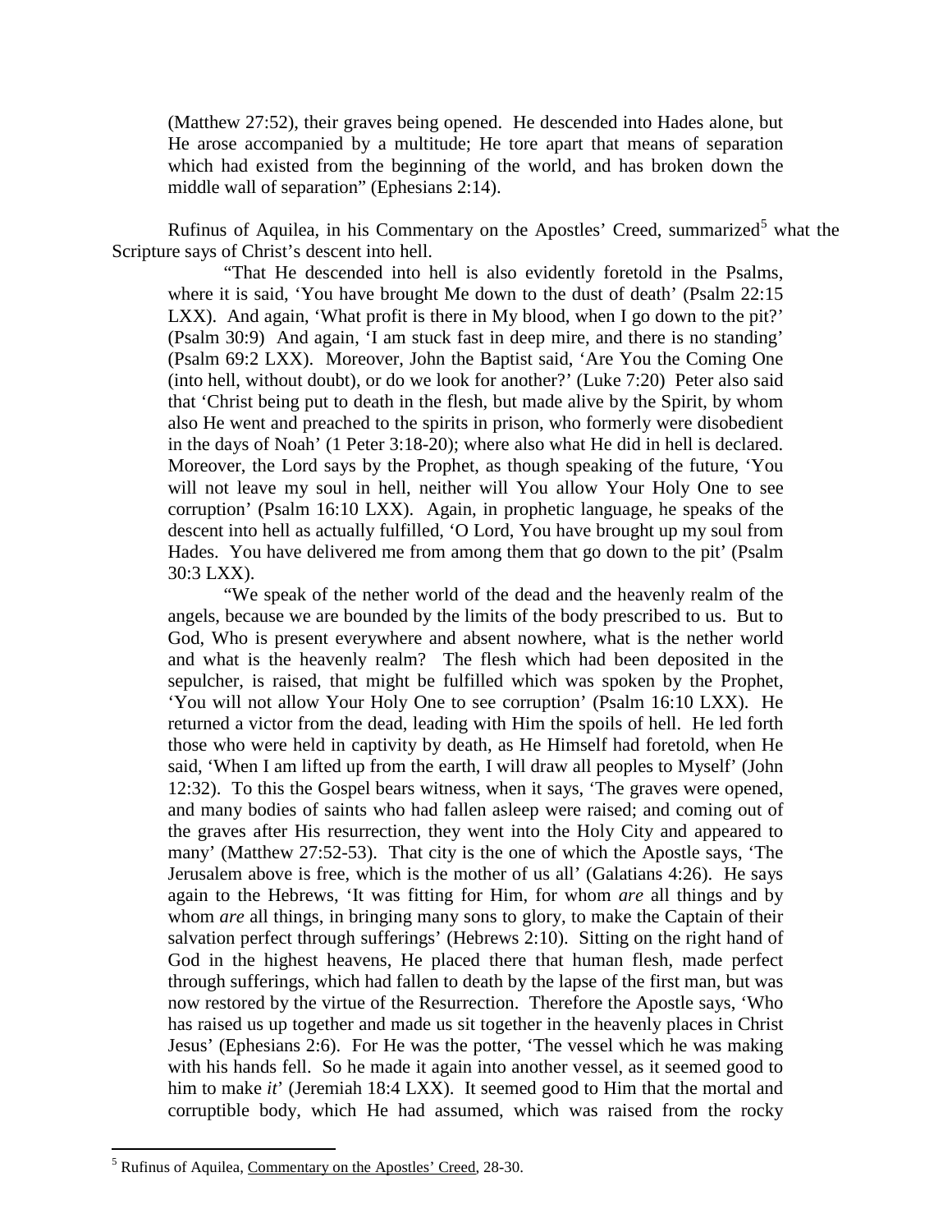> (Matthew 27:52), their graves being opened. He descended into Hades alone, but He arose accompanied by a multitude; He tore apart that means of separation which had existed from the beginning of the world, and has broken down the middle wall of separation" (Ephesians 2:14).

Rufinus of Aquilea, in his Commentary on the Apostles' Creed, summarized[5] what the Scripture says of Christ's descent into hell.

> "That He descended into hell is also evidently foretold in the Psalms, where it is said, 'You have brought Me down to the dust of death' (Psalm 22:15 LXX). And again, 'What profit is there in My blood, when I go down to the pit?' (Psalm 30:9) And again, 'I am stuck fast in deep mire, and there is no standing' (Psalm 69:2 LXX). Moreover, John the Baptist said, 'Are You the Coming One (into hell, without doubt), or do we look for another?' (Luke 7:20) Peter also said that 'Christ being put to death in the flesh, but made alive by the Spirit, by whom also He went and preached to the spirits in prison, who formerly were disobedient in the days of Noah' (1 Peter 3:18-20); where also what He did in hell is declared. Moreover, the Lord says by the Prophet, as though speaking of the future, 'You will not leave my soul in hell, neither will You allow Your Holy One to see corruption' (Psalm 16:10 LXX). Again, in prophetic language, he speaks of the descent into hell as actually fulfilled, 'O Lord, You have brought up my soul from Hades. You have delivered me from among them that go down to the pit' (Psalm 30:3 LXX).
>
> "We speak of the nether world of the dead and the heavenly realm of the angels, because we are bounded by the limits of the body prescribed to us. But to God, Who is present everywhere and absent nowhere, what is the nether world and what is the heavenly realm? The flesh which had been deposited in the sepulcher, is raised, that might be fulfilled which was spoken by the Prophet, 'You will not allow Your Holy One to see corruption' (Psalm 16:10 LXX). He returned a victor from the dead, leading with Him the spoils of hell. He led forth those who were held in captivity by death, as He Himself had foretold, when He said, 'When I am lifted up from the earth, I will draw all peoples to Myself' (John 12:32). To this the Gospel bears witness, when it says, 'The graves were opened, and many bodies of saints who had fallen asleep were raised; and coming out of the graves after His resurrection, they went into the Holy City and appeared to many' (Matthew 27:52-53). That city is the one of which the Apostle says, 'The Jerusalem above is free, which is the mother of us all' (Galatians 4:26). He says again to the Hebrews, 'It was fitting for Him, for whom *are* all things and by whom *are* all things, in bringing many sons to glory, to make the Captain of their salvation perfect through sufferings' (Hebrews 2:10). Sitting on the right hand of God in the highest heavens, He placed there that human flesh, made perfect through sufferings, which had fallen to death by the lapse of the first man, but was now restored by the virtue of the Resurrection. Therefore the Apostle says, 'Who has raised us up together and made us sit together in the heavenly places in Christ Jesus' (Ephesians 2:6). For He was the potter, 'The vessel which he was making with his hands fell. So he made it again into another vessel, as it seemed good to him to make *it*' (Jeremiah 18:4 LXX). It seemed good to Him that the mortal and corruptible body, which He had assumed, which was raised from the rocky

---

[5] Rufinus of Aquilea, Commentary on the Apostles' Creed, 28-30.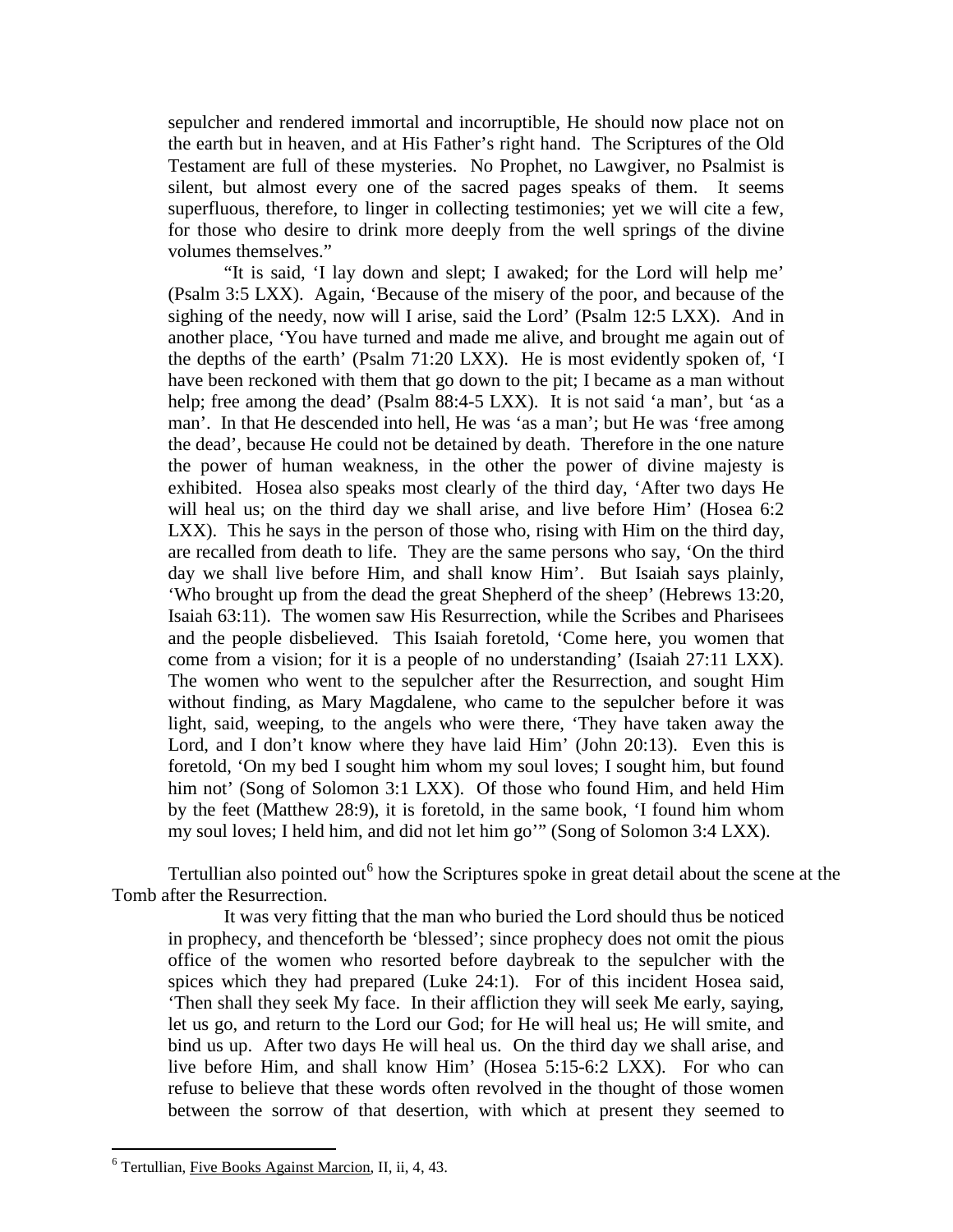> sepulcher and rendered immortal and incorruptible, He should now place not on the earth but in heaven, and at His Father's right hand. The Scriptures of the Old Testament are full of these mysteries. No Prophet, no Lawgiver, no Psalmist is silent, but almost every one of the sacred pages speaks of them. It seems superfluous, therefore, to linger in collecting testimonies; yet we will cite a few, for those who desire to drink more deeply from the well springs of the divine volumes themselves."
>
> "It is said, 'I lay down and slept; I awaked; for the Lord will help me' (Psalm 3:5 LXX). Again, 'Because of the misery of the poor, and because of the sighing of the needy, now will I arise, said the Lord' (Psalm 12:5 LXX). And in another place, 'You have turned and made me alive, and brought me again out of the depths of the earth' (Psalm 71:20 LXX). He is most evidently spoken of, 'I have been reckoned with them that go down to the pit; I became as a man without help; free among the dead' (Psalm 88:4-5 LXX). It is not said 'a man', but 'as a man'. In that He descended into hell, He was 'as a man'; but He was 'free among the dead', because He could not be detained by death. Therefore in the one nature the power of human weakness, in the other the power of divine majesty is exhibited. Hosea also speaks most clearly of the third day, 'After two days He will heal us; on the third day we shall arise, and live before Him' (Hosea 6:2 LXX). This he says in the person of those who, rising with Him on the third day, are recalled from death to life. They are the same persons who say, 'On the third day we shall live before Him, and shall know Him'. But Isaiah says plainly, 'Who brought up from the dead the great Shepherd of the sheep' (Hebrews 13:20, Isaiah 63:11). The women saw His Resurrection, while the Scribes and Pharisees and the people disbelieved. This Isaiah foretold, 'Come here, you women that come from a vision; for it is a people of no understanding' (Isaiah 27:11 LXX). The women who went to the sepulcher after the Resurrection, and sought Him without finding, as Mary Magdalene, who came to the sepulcher before it was light, said, weeping, to the angels who were there, 'They have taken away the Lord, and I don't know where they have laid Him' (John 20:13). Even this is foretold, 'On my bed I sought him whom my soul loves; I sought him, but found him not' (Song of Solomon 3:1 LXX). Of those who found Him, and held Him by the feet (Matthew 28:9), it is foretold, in the same book, 'I found him whom my soul loves; I held him, and did not let him go'" (Song of Solomon 3:4 LXX).

Tertullian also pointed out[6] how the Scriptures spoke in great detail about the scene at the Tomb after the Resurrection.

> It was very fitting that the man who buried the Lord should thus be noticed in prophecy, and thenceforth be 'blessed'; since prophecy does not omit the pious office of the women who resorted before daybreak to the sepulcher with the spices which they had prepared (Luke 24:1). For of this incident Hosea said, 'Then shall they seek My face. In their affliction they will seek Me early, saying, let us go, and return to the Lord our God; for He will heal us; He will smite, and bind us up. After two days He will heal us. On the third day we shall arise, and live before Him, and shall know Him' (Hosea 5:15-6:2 LXX). For who can refuse to believe that these words often revolved in the thought of those women between the sorrow of that desertion, with which at present they seemed to

[6] Tertullian, Five Books Against Marcion, II, ii, 4, 43.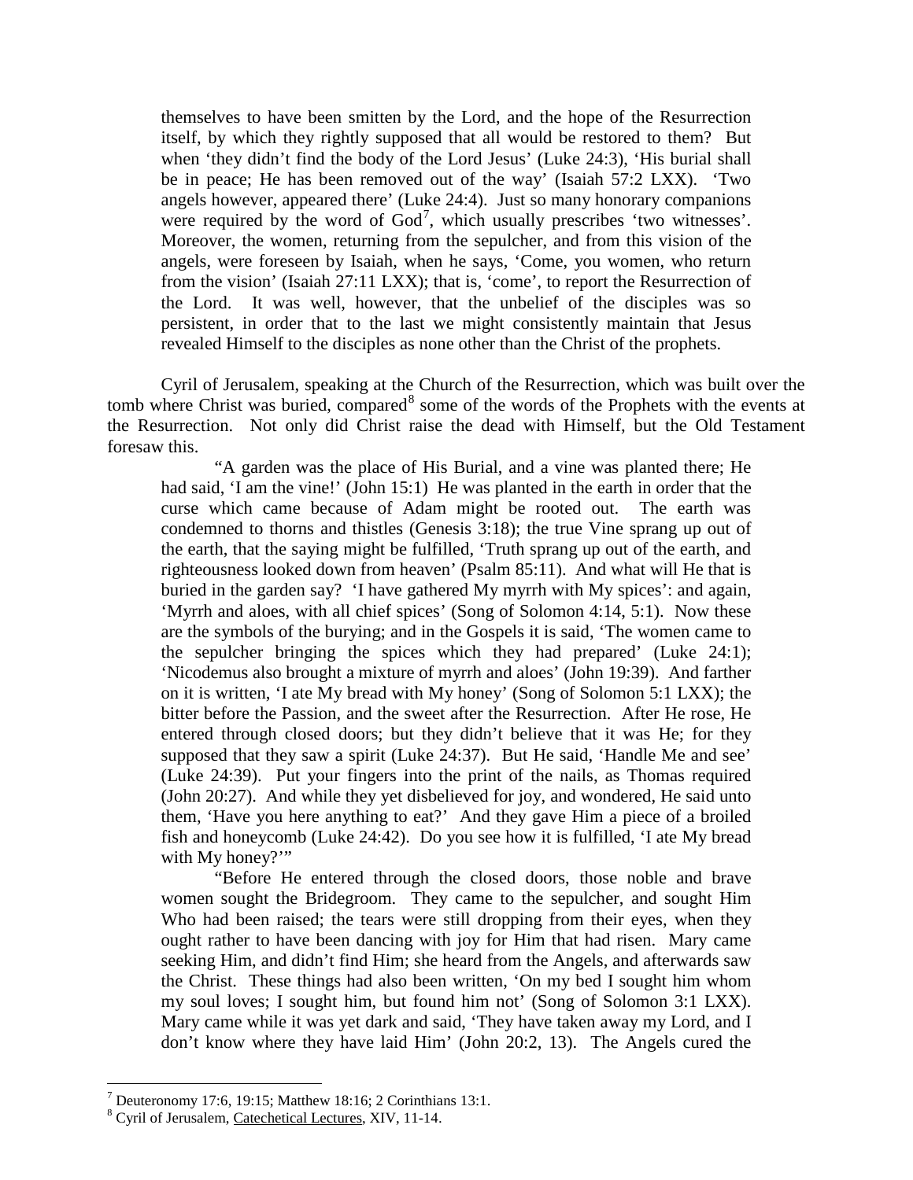> themselves to have been smitten by the Lord, and the hope of the Resurrection itself, by which they rightly supposed that all would be restored to them? But when 'they didn't find the body of the Lord Jesus' (Luke 24:3), 'His burial shall be in peace; He has been removed out of the way' (Isaiah 57:2 LXX). 'Two angels however, appeared there' (Luke 24:4). Just so many honorary companions were required by the word of God[7], which usually prescribes 'two witnesses'. Moreover, the women, returning from the sepulcher, and from this vision of the angels, were foreseen by Isaiah, when he says, 'Come, you women, who return from the vision' (Isaiah 27:11 LXX); that is, 'come', to report the Resurrection of the Lord. It was well, however, that the unbelief of the disciples was so persistent, in order that to the last we might consistently maintain that Jesus revealed Himself to the disciples as none other than the Christ of the prophets.

Cyril of Jerusalem, speaking at the Church of the Resurrection, which was built over the tomb where Christ was buried, compared[8] some of the words of the Prophets with the events at the Resurrection. Not only did Christ raise the dead with Himself, but the Old Testament foresaw this.

> "A garden was the place of His Burial, and a vine was planted there; He had said, 'I am the vine!' (John 15:1) He was planted in the earth in order that the curse which came because of Adam might be rooted out. The earth was condemned to thorns and thistles (Genesis 3:18); the true Vine sprang up out of the earth, that the saying might be fulfilled, 'Truth sprang up out of the earth, and righteousness looked down from heaven' (Psalm 85:11). And what will He that is buried in the garden say? 'I have gathered My myrrh with My spices': and again, 'Myrrh and aloes, with all chief spices' (Song of Solomon 4:14, 5:1). Now these are the symbols of the burying; and in the Gospels it is said, 'The women came to the sepulcher bringing the spices which they had prepared' (Luke 24:1); 'Nicodemus also brought a mixture of myrrh and aloes' (John 19:39). And farther on it is written, 'I ate My bread with My honey' (Song of Solomon 5:1 LXX); the bitter before the Passion, and the sweet after the Resurrection. After He rose, He entered through closed doors; but they didn't believe that it was He; for they supposed that they saw a spirit (Luke 24:37). But He said, 'Handle Me and see' (Luke 24:39). Put your fingers into the print of the nails, as Thomas required (John 20:27). And while they yet disbelieved for joy, and wondered, He said unto them, 'Have you here anything to eat?' And they gave Him a piece of a broiled fish and honeycomb (Luke 24:42). Do you see how it is fulfilled, 'I ate My bread with My honey?'"
>
> "Before He entered through the closed doors, those noble and brave women sought the Bridegroom. They came to the sepulcher, and sought Him Who had been raised; the tears were still dropping from their eyes, when they ought rather to have been dancing with joy for Him that had risen. Mary came seeking Him, and didn't find Him; she heard from the Angels, and afterwards saw the Christ. These things had also been written, 'On my bed I sought him whom my soul loves; I sought him, but found him not' (Song of Solomon 3:1 LXX). Mary came while it was yet dark and said, 'They have taken away my Lord, and I don't know where they have laid Him' (John 20:2, 13). The Angels cured the

---

[7] Deuteronomy 17:6, 19:15; Matthew 18:16; 2 Corinthians 13:1.

[8] Cyril of Jerusalem, Catechetical Lectures, XIV, 11-14.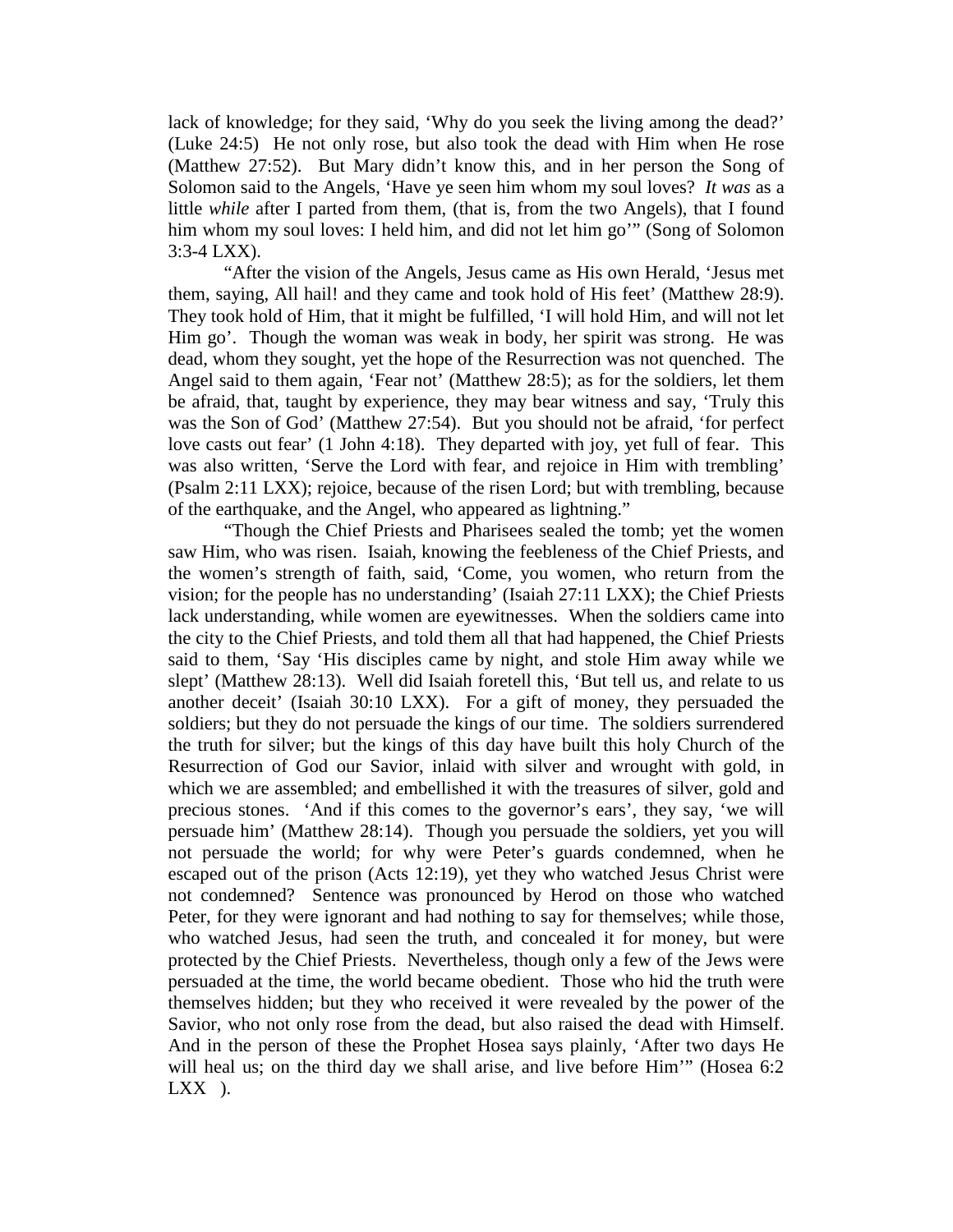lack of knowledge; for they said, 'Why do you seek the living among the dead?' (Luke 24:5) He not only rose, but also took the dead with Him when He rose (Matthew 27:52). But Mary didn't know this, and in her person the Song of Solomon said to the Angels, 'Have ye seen him whom my soul loves? *It was* as a little *while* after I parted from them, (that is, from the two Angels), that I found him whom my soul loves: I held him, and did not let him go'" (Song of Solomon 3:3-4 LXX).

"After the vision of the Angels, Jesus came as His own Herald, 'Jesus met them, saying, All hail! and they came and took hold of His feet' (Matthew 28:9). They took hold of Him, that it might be fulfilled, 'I will hold Him, and will not let Him go'. Though the woman was weak in body, her spirit was strong. He was dead, whom they sought, yet the hope of the Resurrection was not quenched. The Angel said to them again, 'Fear not' (Matthew 28:5); as for the soldiers, let them be afraid, that, taught by experience, they may bear witness and say, 'Truly this was the Son of God' (Matthew 27:54). But you should not be afraid, 'for perfect love casts out fear' (1 John 4:18). They departed with joy, yet full of fear. This was also written, 'Serve the Lord with fear, and rejoice in Him with trembling' (Psalm 2:11 LXX); rejoice, because of the risen Lord; but with trembling, because of the earthquake, and the Angel, who appeared as lightning."

"Though the Chief Priests and Pharisees sealed the tomb; yet the women saw Him, who was risen. Isaiah, knowing the feebleness of the Chief Priests, and the women's strength of faith, said, 'Come, you women, who return from the vision; for the people has no understanding' (Isaiah 27:11 LXX); the Chief Priests lack understanding, while women are eyewitnesses. When the soldiers came into the city to the Chief Priests, and told them all that had happened, the Chief Priests said to them, 'Say 'His disciples came by night, and stole Him away while we slept' (Matthew 28:13). Well did Isaiah foretell this, 'But tell us, and relate to us another deceit' (Isaiah 30:10 LXX). For a gift of money, they persuaded the soldiers; but they do not persuade the kings of our time. The soldiers surrendered the truth for silver; but the kings of this day have built this holy Church of the Resurrection of God our Savior, inlaid with silver and wrought with gold, in which we are assembled; and embellished it with the treasures of silver, gold and precious stones. 'And if this comes to the governor's ears', they say, 'we will persuade him' (Matthew 28:14). Though you persuade the soldiers, yet you will not persuade the world; for why were Peter's guards condemned, when he escaped out of the prison (Acts 12:19), yet they who watched Jesus Christ were not condemned? Sentence was pronounced by Herod on those who watched Peter, for they were ignorant and had nothing to say for themselves; while those, who watched Jesus, had seen the truth, and concealed it for money, but were protected by the Chief Priests. Nevertheless, though only a few of the Jews were persuaded at the time, the world became obedient. Those who hid the truth were themselves hidden; but they who received it were revealed by the power of the Savior, who not only rose from the dead, but also raised the dead with Himself. And in the person of these the Prophet Hosea says plainly, 'After two days He will heal us; on the third day we shall arise, and live before Him'" (Hosea 6:2 LXX ).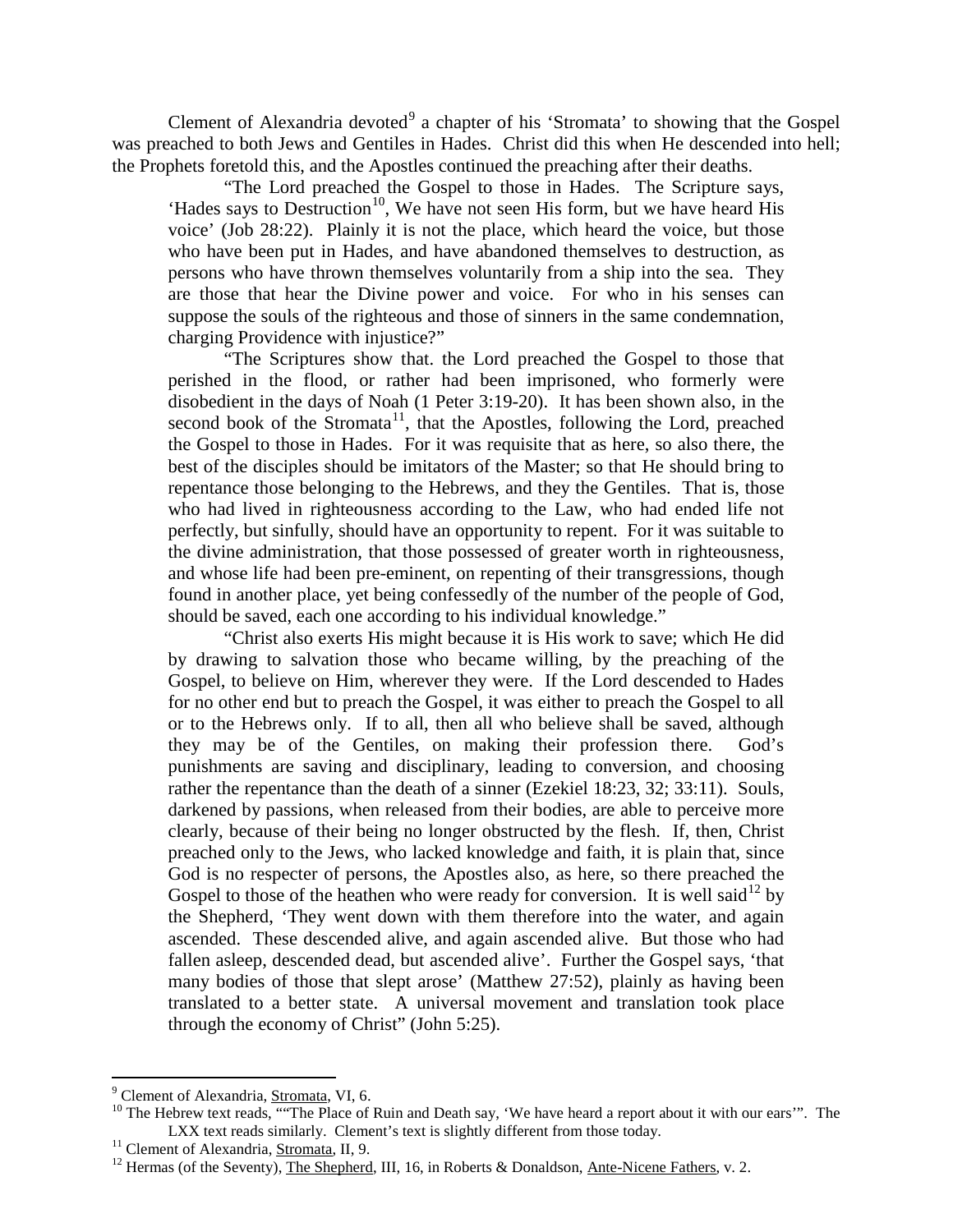Clement of Alexandria devoted[9] a chapter of his 'Stromata' to showing that the Gospel was preached to both Jews and Gentiles in Hades. Christ did this when He descended into hell; the Prophets foretold this, and the Apostles continued the preaching after their deaths.

> "The Lord preached the Gospel to those in Hades. The Scripture says, 'Hades says to Destruction[10], We have not seen His form, but we have heard His voice' (Job 28:22). Plainly it is not the place, which heard the voice, but those who have been put in Hades, and have abandoned themselves to destruction, as persons who have thrown themselves voluntarily from a ship into the sea. They are those that hear the Divine power and voice. For who in his senses can suppose the souls of the righteous and those of sinners in the same condemnation, charging Providence with injustice?"
>
> "The Scriptures show that. the Lord preached the Gospel to those that perished in the flood, or rather had been imprisoned, who formerly were disobedient in the days of Noah (1 Peter 3:19-20). It has been shown also, in the second book of the Stromata[11], that the Apostles, following the Lord, preached the Gospel to those in Hades. For it was requisite that as here, so also there, the best of the disciples should be imitators of the Master; so that He should bring to repentance those belonging to the Hebrews, and they the Gentiles. That is, those who had lived in righteousness according to the Law, who had ended life not perfectly, but sinfully, should have an opportunity to repent. For it was suitable to the divine administration, that those possessed of greater worth in righteousness, and whose life had been pre-eminent, on repenting of their transgressions, though found in another place, yet being confessedly of the number of the people of God, should be saved, each one according to his individual knowledge."
>
> "Christ also exerts His might because it is His work to save; which He did by drawing to salvation those who became willing, by the preaching of the Gospel, to believe on Him, wherever they were. If the Lord descended to Hades for no other end but to preach the Gospel, it was either to preach the Gospel to all or to the Hebrews only. If to all, then all who believe shall be saved, although they may be of the Gentiles, on making their profession there. God's punishments are saving and disciplinary, leading to conversion, and choosing rather the repentance than the death of a sinner (Ezekiel 18:23, 32; 33:11). Souls, darkened by passions, when released from their bodies, are able to perceive more clearly, because of their being no longer obstructed by the flesh. If, then, Christ preached only to the Jews, who lacked knowledge and faith, it is plain that, since God is no respecter of persons, the Apostles also, as here, so there preached the Gospel to those of the heathen who were ready for conversion. It is well said[12] by the Shepherd, 'They went down with them therefore into the water, and again ascended. These descended alive, and again ascended alive. But those who had fallen asleep, descended dead, but ascended alive'. Further the Gospel says, 'that many bodies of those that slept arose' (Matthew 27:52), plainly as having been translated to a better state. A universal movement and translation took place through the economy of Christ" (John 5:25).

---

[9] Clement of Alexandria, Stromata, VI, 6.

[10] The Hebrew text reads, ""The Place of Ruin and Death say, 'We have heard a report about it with our ears'". The LXX text reads similarly. Clement's text is slightly different from those today.

[11] Clement of Alexandria, Stromata, II, 9.

[12] Hermas (of the Seventy), The Shepherd, III, 16, in Roberts & Donaldson, Ante-Nicene Fathers, v. 2.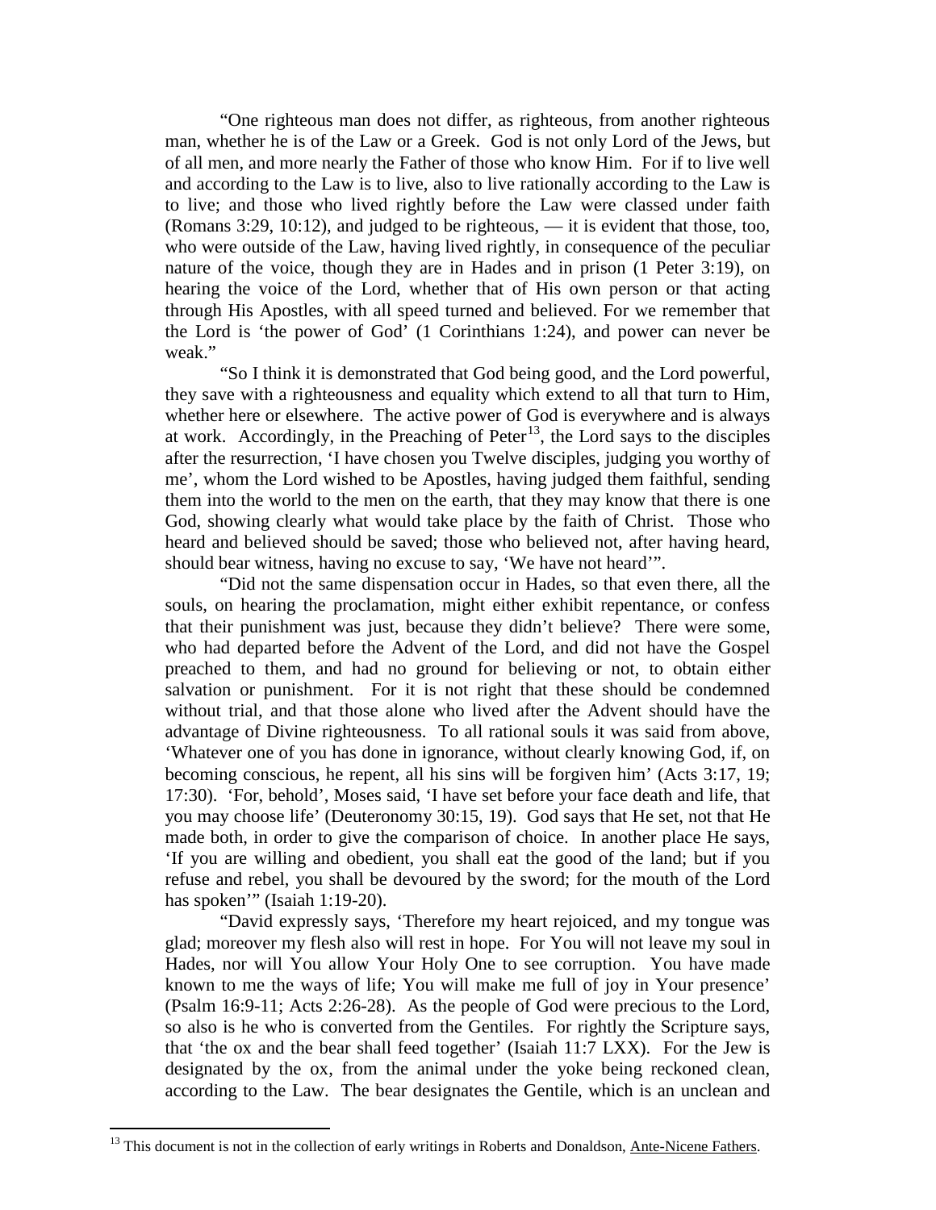"One righteous man does not differ, as righteous, from another righteous man, whether he is of the Law or a Greek. God is not only Lord of the Jews, but of all men, and more nearly the Father of those who know Him. For if to live well and according to the Law is to live, also to live rationally according to the Law is to live; and those who lived rightly before the Law were classed under faith (Romans 3:29, 10:12), and judged to be righteous, — it is evident that those, too, who were outside of the Law, having lived rightly, in consequence of the peculiar nature of the voice, though they are in Hades and in prison (1 Peter 3:19), on hearing the voice of the Lord, whether that of His own person or that acting through His Apostles, with all speed turned and believed. For we remember that the Lord is 'the power of God' (1 Corinthians 1:24), and power can never be weak."

"So I think it is demonstrated that God being good, and the Lord powerful, they save with a righteousness and equality which extend to all that turn to Him, whether here or elsewhere. The active power of God is everywhere and is always at work. Accordingly, in the Preaching of Peter[13], the Lord says to the disciples after the resurrection, 'I have chosen you Twelve disciples, judging you worthy of me', whom the Lord wished to be Apostles, having judged them faithful, sending them into the world to the men on the earth, that they may know that there is one God, showing clearly what would take place by the faith of Christ. Those who heard and believed should be saved; those who believed not, after having heard, should bear witness, having no excuse to say, 'We have not heard'".

"Did not the same dispensation occur in Hades, so that even there, all the souls, on hearing the proclamation, might either exhibit repentance, or confess that their punishment was just, because they didn't believe? There were some, who had departed before the Advent of the Lord, and did not have the Gospel preached to them, and had no ground for believing or not, to obtain either salvation or punishment. For it is not right that these should be condemned without trial, and that those alone who lived after the Advent should have the advantage of Divine righteousness. To all rational souls it was said from above, 'Whatever one of you has done in ignorance, without clearly knowing God, if, on becoming conscious, he repent, all his sins will be forgiven him' (Acts 3:17, 19; 17:30). 'For, behold', Moses said, 'I have set before your face death and life, that you may choose life' (Deuteronomy 30:15, 19). God says that He set, not that He made both, in order to give the comparison of choice. In another place He says, 'If you are willing and obedient, you shall eat the good of the land; but if you refuse and rebel, you shall be devoured by the sword; for the mouth of the Lord has spoken'" (Isaiah 1:19-20).

"David expressly says, 'Therefore my heart rejoiced, and my tongue was glad; moreover my flesh also will rest in hope. For You will not leave my soul in Hades, nor will You allow Your Holy One to see corruption. You have made known to me the ways of life; You will make me full of joy in Your presence' (Psalm 16:9-11; Acts 2:26-28). As the people of God were precious to the Lord, so also is he who is converted from the Gentiles. For rightly the Scripture says, that 'the ox and the bear shall feed together' (Isaiah 11:7 LXX). For the Jew is designated by the ox, from the animal under the yoke being reckoned clean, according to the Law. The bear designates the Gentile, which is an unclean and

---

[13] This document is not in the collection of early writings in Roberts and Donaldson, Ante-Nicene Fathers.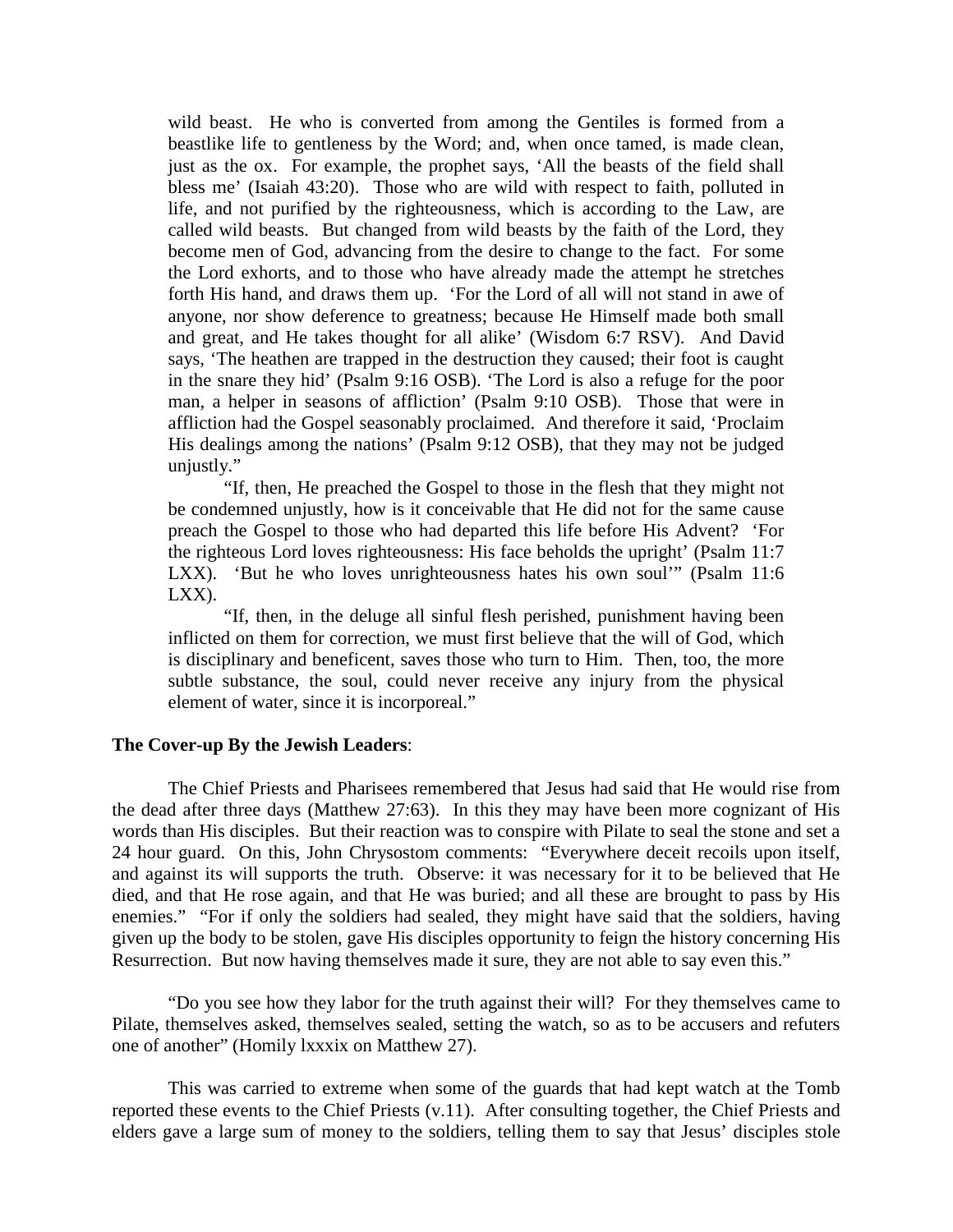wild beast. He who is converted from among the Gentiles is formed from a beastlike life to gentleness by the Word; and, when once tamed, is made clean, just as the ox. For example, the prophet says, 'All the beasts of the field shall bless me' (Isaiah 43:20). Those who are wild with respect to faith, polluted in life, and not purified by the righteousness, which is according to the Law, are called wild beasts. But changed from wild beasts by the faith of the Lord, they become men of God, advancing from the desire to change to the fact. For some the Lord exhorts, and to those who have already made the attempt he stretches forth His hand, and draws them up. 'For the Lord of all will not stand in awe of anyone, nor show deference to greatness; because He Himself made both small and great, and He takes thought for all alike' (Wisdom 6:7 RSV). And David says, 'The heathen are trapped in the destruction they caused; their foot is caught in the snare they hid' (Psalm 9:16 OSB). 'The Lord is also a refuge for the poor man, a helper in seasons of affliction' (Psalm 9:10 OSB). Those that were in affliction had the Gospel seasonably proclaimed. And therefore it said, 'Proclaim His dealings among the nations' (Psalm 9:12 OSB), that they may not be judged unjustly."

> "If, then, He preached the Gospel to those in the flesh that they might not be condemned unjustly, how is it conceivable that He did not for the same cause preach the Gospel to those who had departed this life before His Advent? 'For the righteous Lord loves righteousness: His face beholds the upright' (Psalm 11:7 LXX). 'But he who loves unrighteousness hates his own soul'" (Psalm 11:6 LXX).

> "If, then, in the deluge all sinful flesh perished, punishment having been inflicted on them for correction, we must first believe that the will of God, which is disciplinary and beneficent, saves those who turn to Him. Then, too, the more subtle substance, the soul, could never receive any injury from the physical element of water, since it is incorporeal."

**The Cover-up By the Jewish Leaders**:

The Chief Priests and Pharisees remembered that Jesus had said that He would rise from the dead after three days (Matthew 27:63). In this they may have been more cognizant of His words than His disciples. But their reaction was to conspire with Pilate to seal the stone and set a 24 hour guard. On this, John Chrysostom comments: "Everywhere deceit recoils upon itself, and against its will supports the truth. Observe: it was necessary for it to be believed that He died, and that He rose again, and that He was buried; and all these are brought to pass by His enemies." "For if only the soldiers had sealed, they might have said that the soldiers, having given up the body to be stolen, gave His disciples opportunity to feign the history concerning His Resurrection. But now having themselves made it sure, they are not able to say even this."

"Do you see how they labor for the truth against their will? For they themselves came to Pilate, themselves asked, themselves sealed, setting the watch, so as to be accusers and refuters one of another" (Homily lxxxix on Matthew 27).

This was carried to extreme when some of the guards that had kept watch at the Tomb reported these events to the Chief Priests (v.11). After consulting together, the Chief Priests and elders gave a large sum of money to the soldiers, telling them to say that Jesus' disciples stole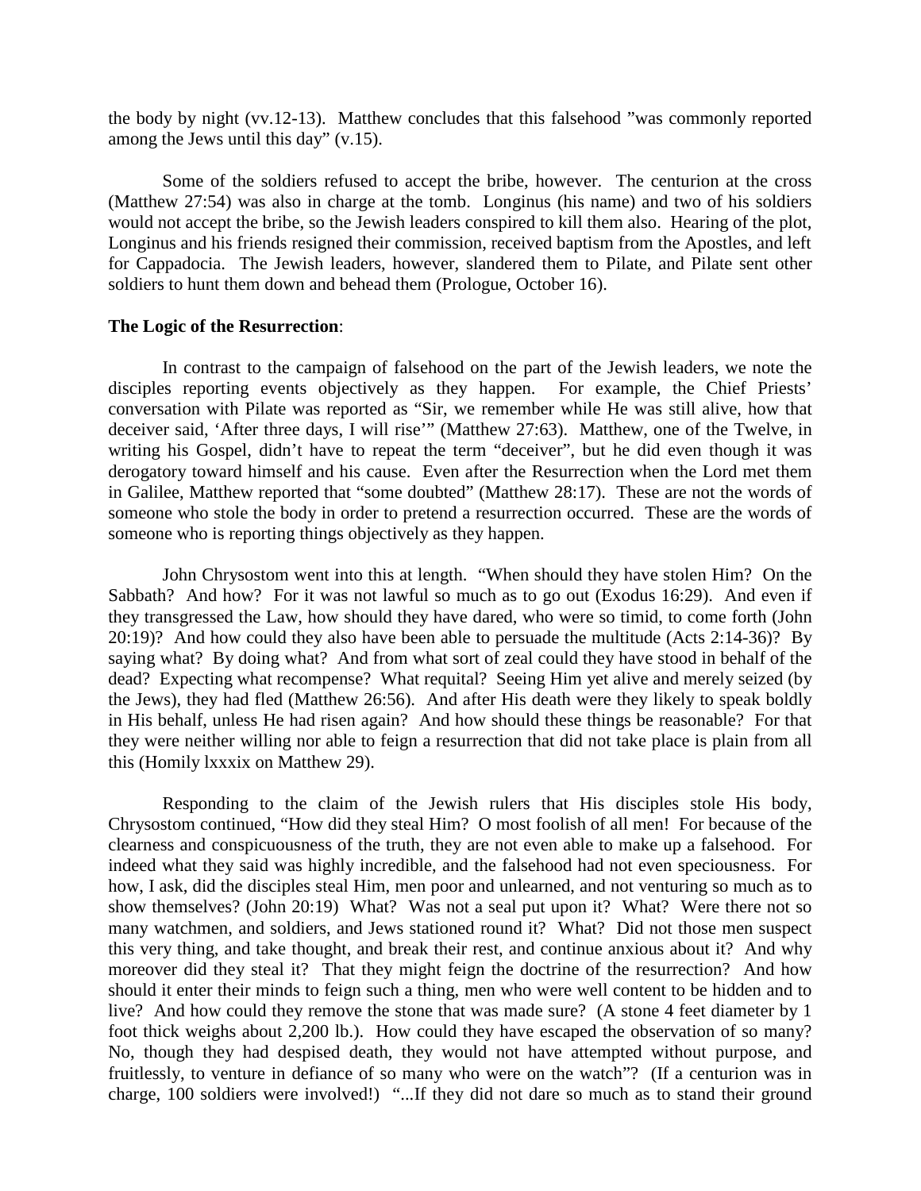the body by night (vv.12-13). Matthew concludes that this falsehood "was commonly reported among the Jews until this day" (v.15).

Some of the soldiers refused to accept the bribe, however. The centurion at the cross (Matthew 27:54) was also in charge at the tomb. Longinus (his name) and two of his soldiers would not accept the bribe, so the Jewish leaders conspired to kill them also. Hearing of the plot, Longinus and his friends resigned their commission, received baptism from the Apostles, and left for Cappadocia. The Jewish leaders, however, slandered them to Pilate, and Pilate sent other soldiers to hunt them down and behead them (Prologue, October 16).

**The Logic of the Resurrection**:

In contrast to the campaign of falsehood on the part of the Jewish leaders, we note the disciples reporting events objectively as they happen. For example, the Chief Priests' conversation with Pilate was reported as "Sir, we remember while He was still alive, how that deceiver said, 'After three days, I will rise'" (Matthew 27:63). Matthew, one of the Twelve, in writing his Gospel, didn't have to repeat the term "deceiver", but he did even though it was derogatory toward himself and his cause. Even after the Resurrection when the Lord met them in Galilee, Matthew reported that "some doubted" (Matthew 28:17). These are not the words of someone who stole the body in order to pretend a resurrection occurred. These are the words of someone who is reporting things objectively as they happen.

John Chrysostom went into this at length. "When should they have stolen Him? On the Sabbath? And how? For it was not lawful so much as to go out (Exodus 16:29). And even if they transgressed the Law, how should they have dared, who were so timid, to come forth (John 20:19)? And how could they also have been able to persuade the multitude (Acts 2:14-36)? By saying what? By doing what? And from what sort of zeal could they have stood in behalf of the dead? Expecting what recompense? What requital? Seeing Him yet alive and merely seized (by the Jews), they had fled (Matthew 26:56). And after His death were they likely to speak boldly in His behalf, unless He had risen again? And how should these things be reasonable? For that they were neither willing nor able to feign a resurrection that did not take place is plain from all this (Homily lxxxix on Matthew 29).

Responding to the claim of the Jewish rulers that His disciples stole His body, Chrysostom continued, "How did they steal Him? O most foolish of all men! For because of the clearness and conspicuousness of the truth, they are not even able to make up a falsehood. For indeed what they said was highly incredible, and the falsehood had not even speciousness. For how, I ask, did the disciples steal Him, men poor and unlearned, and not venturing so much as to show themselves? (John 20:19) What? Was not a seal put upon it? What? Were there not so many watchmen, and soldiers, and Jews stationed round it? What? Did not those men suspect this very thing, and take thought, and break their rest, and continue anxious about it? And why moreover did they steal it? That they might feign the doctrine of the resurrection? And how should it enter their minds to feign such a thing, men who were well content to be hidden and to live? And how could they remove the stone that was made sure? (A stone 4 feet diameter by 1 foot thick weighs about 2,200 lb.). How could they have escaped the observation of so many? No, though they had despised death, they would not have attempted without purpose, and fruitlessly, to venture in defiance of so many who were on the watch"? (If a centurion was in charge, 100 soldiers were involved!) "...If they did not dare so much as to stand their ground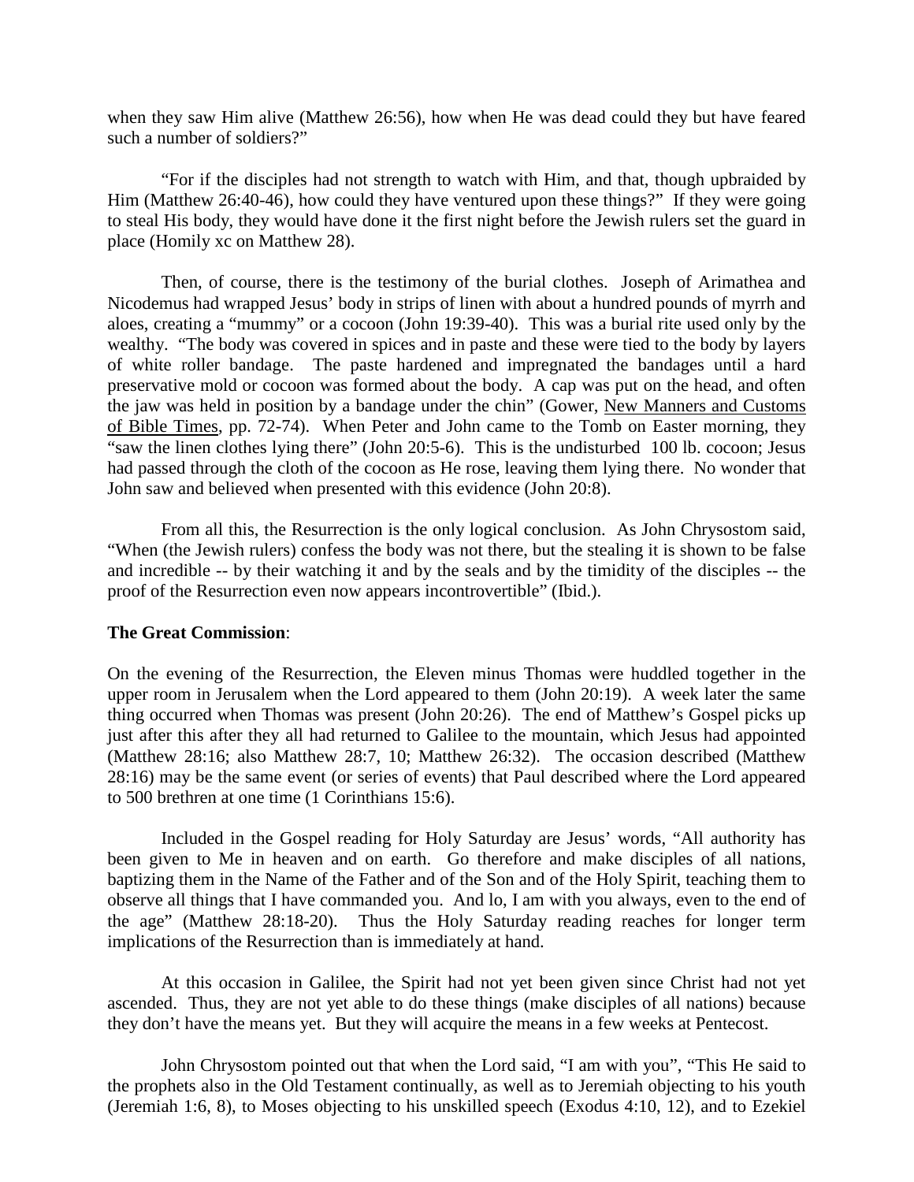when they saw Him alive (Matthew 26:56), how when He was dead could they but have feared such a number of soldiers?"

"For if the disciples had not strength to watch with Him, and that, though upbraided by Him (Matthew 26:40-46), how could they have ventured upon these things?" If they were going to steal His body, they would have done it the first night before the Jewish rulers set the guard in place (Homily xc on Matthew 28).

Then, of course, there is the testimony of the burial clothes. Joseph of Arimathea and Nicodemus had wrapped Jesus' body in strips of linen with about a hundred pounds of myrrh and aloes, creating a "mummy" or a cocoon (John 19:39-40). This was a burial rite used only by the wealthy. "The body was covered in spices and in paste and these were tied to the body by layers of white roller bandage. The paste hardened and impregnated the bandages until a hard preservative mold or cocoon was formed about the body. A cap was put on the head, and often the jaw was held in position by a bandage under the chin" (Gower, New Manners and Customs of Bible Times, pp. 72-74). When Peter and John came to the Tomb on Easter morning, they "saw the linen clothes lying there" (John 20:5-6). This is the undisturbed 100 lb. cocoon; Jesus had passed through the cloth of the cocoon as He rose, leaving them lying there. No wonder that John saw and believed when presented with this evidence (John 20:8).

From all this, the Resurrection is the only logical conclusion. As John Chrysostom said, "When (the Jewish rulers) confess the body was not there, but the stealing it is shown to be false and incredible -- by their watching it and by the seals and by the timidity of the disciples -- the proof of the Resurrection even now appears incontrovertible" (Ibid.).

**The Great Commission**:

On the evening of the Resurrection, the Eleven minus Thomas were huddled together in the upper room in Jerusalem when the Lord appeared to them (John 20:19). A week later the same thing occurred when Thomas was present (John 20:26). The end of Matthew's Gospel picks up just after this after they all had returned to Galilee to the mountain, which Jesus had appointed (Matthew 28:16; also Matthew 28:7, 10; Matthew 26:32). The occasion described (Matthew 28:16) may be the same event (or series of events) that Paul described where the Lord appeared to 500 brethren at one time (1 Corinthians 15:6).

Included in the Gospel reading for Holy Saturday are Jesus' words, "All authority has been given to Me in heaven and on earth. Go therefore and make disciples of all nations, baptizing them in the Name of the Father and of the Son and of the Holy Spirit, teaching them to observe all things that I have commanded you. And lo, I am with you always, even to the end of the age" (Matthew 28:18-20). Thus the Holy Saturday reading reaches for longer term implications of the Resurrection than is immediately at hand.

At this occasion in Galilee, the Spirit had not yet been given since Christ had not yet ascended. Thus, they are not yet able to do these things (make disciples of all nations) because they don't have the means yet. But they will acquire the means in a few weeks at Pentecost.

John Chrysostom pointed out that when the Lord said, "I am with you", "This He said to the prophets also in the Old Testament continually, as well as to Jeremiah objecting to his youth (Jeremiah 1:6, 8), to Moses objecting to his unskilled speech (Exodus 4:10, 12), and to Ezekiel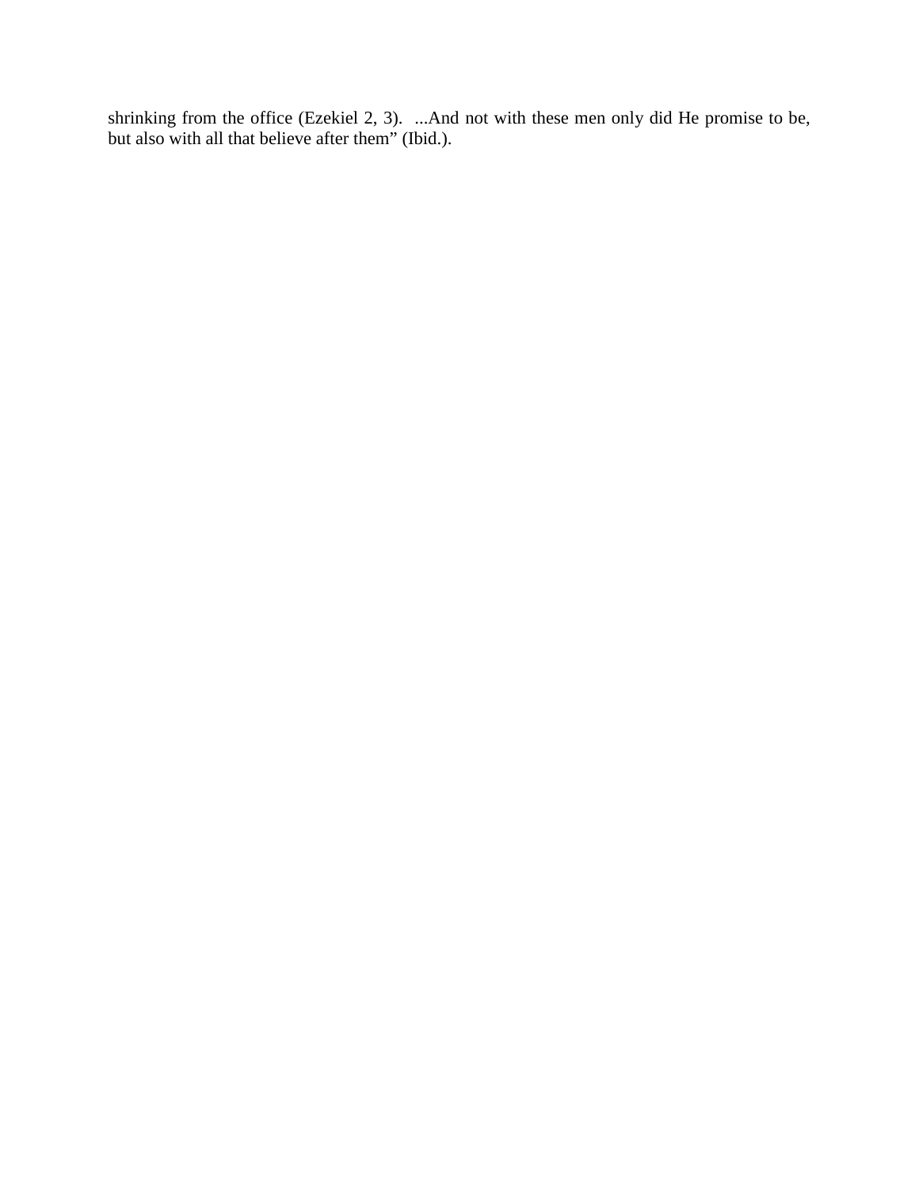shrinking from the office (Ezekiel 2, 3).  ...And not with these men only did He promise to be, but also with all that believe after them” (Ibid.).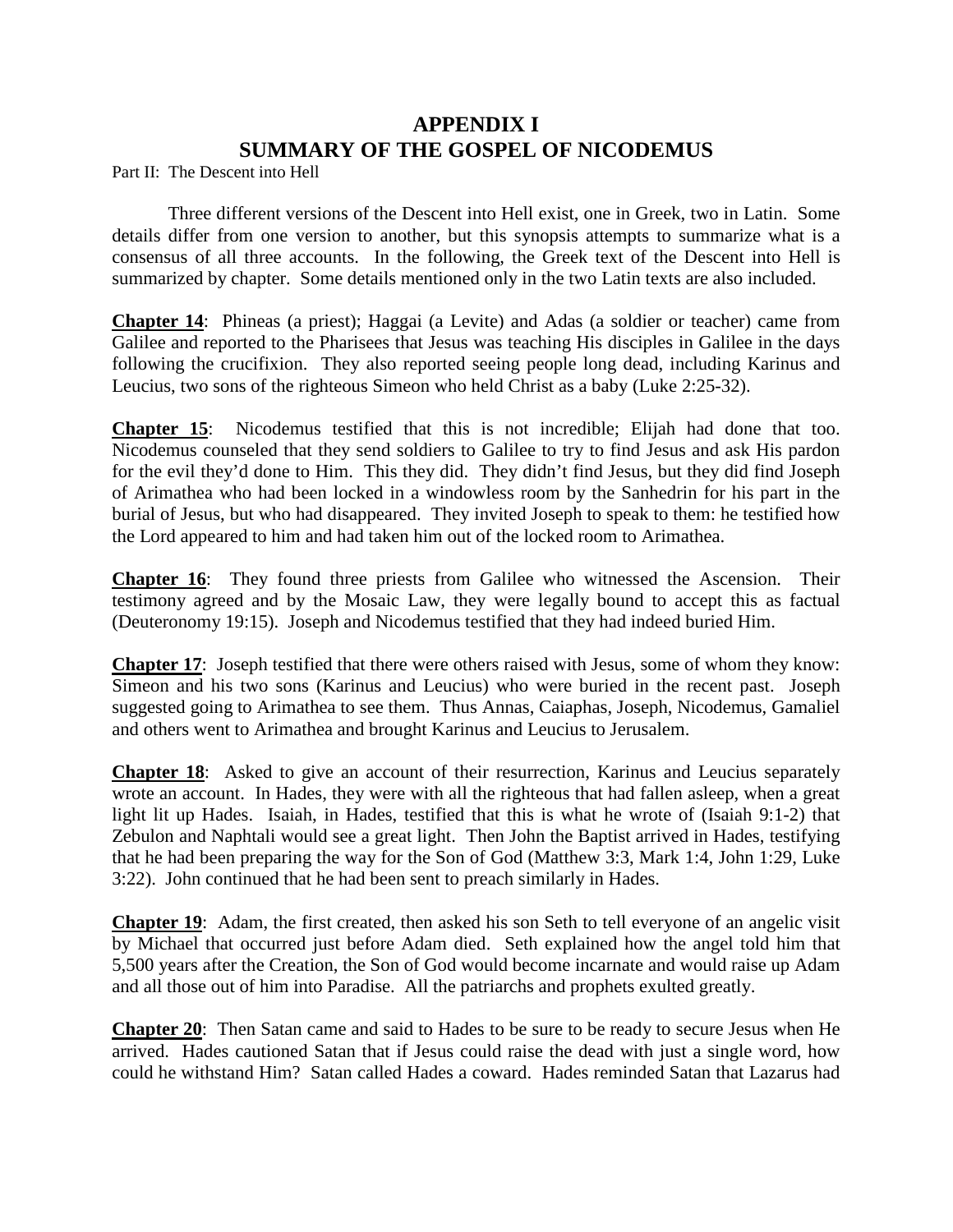# APPENDIX I
# SUMMARY OF THE GOSPEL OF NICODEMUS

Part II: The Descent into Hell

Three different versions of the Descent into Hell exist, one in Greek, two in Latin. Some details differ from one version to another, but this synopsis attempts to summarize what is a consensus of all three accounts. In the following, the Greek text of the Descent into Hell is summarized by chapter. Some details mentioned only in the two Latin texts are also included.

**Chapter 14**: Phineas (a priest); Haggai (a Levite) and Adas (a soldier or teacher) came from Galilee and reported to the Pharisees that Jesus was teaching His disciples in Galilee in the days following the crucifixion. They also reported seeing people long dead, including Karinus and Leucius, two sons of the righteous Simeon who held Christ as a baby (Luke 2:25-32).

**Chapter 15**: Nicodemus testified that this is not incredible; Elijah had done that too. Nicodemus counseled that they send soldiers to Galilee to try to find Jesus and ask His pardon for the evil they'd done to Him. This they did. They didn't find Jesus, but they did find Joseph of Arimathea who had been locked in a windowless room by the Sanhedrin for his part in the burial of Jesus, but who had disappeared. They invited Joseph to speak to them: he testified how the Lord appeared to him and had taken him out of the locked room to Arimathea.

**Chapter 16**: They found three priests from Galilee who witnessed the Ascension. Their testimony agreed and by the Mosaic Law, they were legally bound to accept this as factual (Deuteronomy 19:15). Joseph and Nicodemus testified that they had indeed buried Him.

**Chapter 17**: Joseph testified that there were others raised with Jesus, some of whom they know: Simeon and his two sons (Karinus and Leucius) who were buried in the recent past. Joseph suggested going to Arimathea to see them. Thus Annas, Caiaphas, Joseph, Nicodemus, Gamaliel and others went to Arimathea and brought Karinus and Leucius to Jerusalem.

**Chapter 18**: Asked to give an account of their resurrection, Karinus and Leucius separately wrote an account. In Hades, they were with all the righteous that had fallen asleep, when a great light lit up Hades. Isaiah, in Hades, testified that this is what he wrote of (Isaiah 9:1-2) that Zebulon and Naphtali would see a great light. Then John the Baptist arrived in Hades, testifying that he had been preparing the way for the Son of God (Matthew 3:3, Mark 1:4, John 1:29, Luke 3:22). John continued that he had been sent to preach similarly in Hades.

**Chapter 19**: Adam, the first created, then asked his son Seth to tell everyone of an angelic visit by Michael that occurred just before Adam died. Seth explained how the angel told him that 5,500 years after the Creation, the Son of God would become incarnate and would raise up Adam and all those out of him into Paradise. All the patriarchs and prophets exulted greatly.

**Chapter 20**: Then Satan came and said to Hades to be sure to be ready to secure Jesus when He arrived. Hades cautioned Satan that if Jesus could raise the dead with just a single word, how could he withstand Him? Satan called Hades a coward. Hades reminded Satan that Lazarus had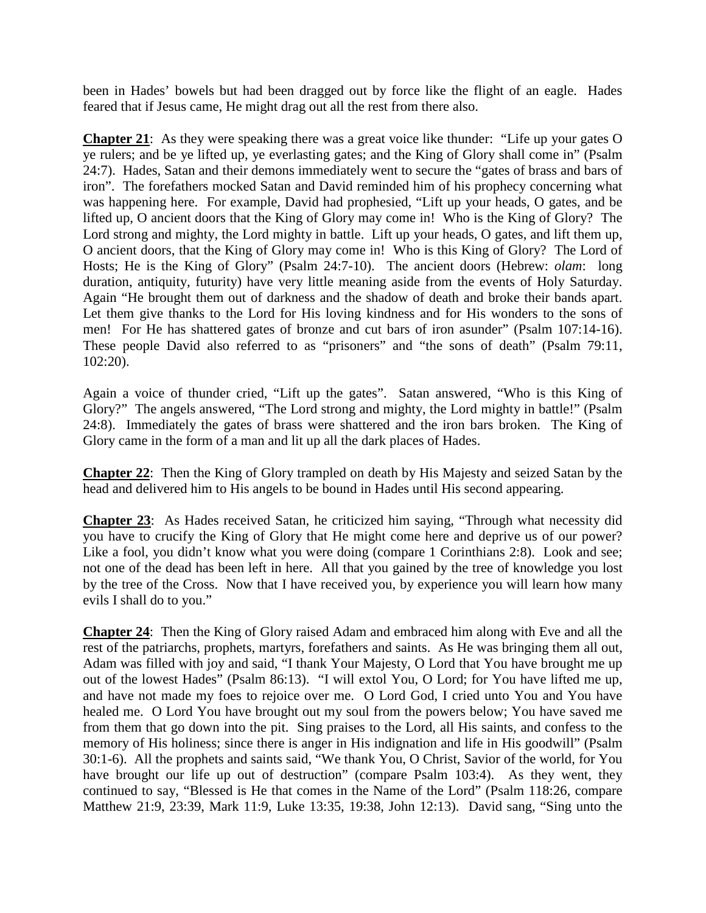been in Hades' bowels but had been dragged out by force like the flight of an eagle. Hades feared that if Jesus came, He might drag out all the rest from there also.

**Chapter 21**: As they were speaking there was a great voice like thunder: "Life up your gates O ye rulers; and be ye lifted up, ye everlasting gates; and the King of Glory shall come in" (Psalm 24:7). Hades, Satan and their demons immediately went to secure the "gates of brass and bars of iron". The forefathers mocked Satan and David reminded him of his prophecy concerning what was happening here. For example, David had prophesied, "Lift up your heads, O gates, and be lifted up, O ancient doors that the King of Glory may come in! Who is the King of Glory? The Lord strong and mighty, the Lord mighty in battle. Lift up your heads, O gates, and lift them up, O ancient doors, that the King of Glory may come in! Who is this King of Glory? The Lord of Hosts; He is the King of Glory" (Psalm 24:7-10). The ancient doors (Hebrew: *olam*: long duration, antiquity, futurity) have very little meaning aside from the events of Holy Saturday. Again "He brought them out of darkness and the shadow of death and broke their bands apart. Let them give thanks to the Lord for His loving kindness and for His wonders to the sons of men! For He has shattered gates of bronze and cut bars of iron asunder" (Psalm 107:14-16). These people David also referred to as "prisoners" and "the sons of death" (Psalm 79:11, 102:20).

Again a voice of thunder cried, "Lift up the gates". Satan answered, "Who is this King of Glory?" The angels answered, "The Lord strong and mighty, the Lord mighty in battle!" (Psalm 24:8). Immediately the gates of brass were shattered and the iron bars broken. The King of Glory came in the form of a man and lit up all the dark places of Hades.

**Chapter 22**: Then the King of Glory trampled on death by His Majesty and seized Satan by the head and delivered him to His angels to be bound in Hades until His second appearing.

**Chapter 23**: As Hades received Satan, he criticized him saying, "Through what necessity did you have to crucify the King of Glory that He might come here and deprive us of our power? Like a fool, you didn't know what you were doing (compare 1 Corinthians 2:8). Look and see; not one of the dead has been left in here. All that you gained by the tree of knowledge you lost by the tree of the Cross. Now that I have received you, by experience you will learn how many evils I shall do to you."

**Chapter 24**: Then the King of Glory raised Adam and embraced him along with Eve and all the rest of the patriarchs, prophets, martyrs, forefathers and saints. As He was bringing them all out, Adam was filled with joy and said, "I thank Your Majesty, O Lord that You have brought me up out of the lowest Hades" (Psalm 86:13). "I will extol You, O Lord; for You have lifted me up, and have not made my foes to rejoice over me. O Lord God, I cried unto You and You have healed me. O Lord You have brought out my soul from the powers below; You have saved me from them that go down into the pit. Sing praises to the Lord, all His saints, and confess to the memory of His holiness; since there is anger in His indignation and life in His goodwill" (Psalm 30:1-6). All the prophets and saints said, "We thank You, O Christ, Savior of the world, for You have brought our life up out of destruction" (compare Psalm 103:4). As they went, they continued to say, "Blessed is He that comes in the Name of the Lord" (Psalm 118:26, compare Matthew 21:9, 23:39, Mark 11:9, Luke 13:35, 19:38, John 12:13). David sang, "Sing unto the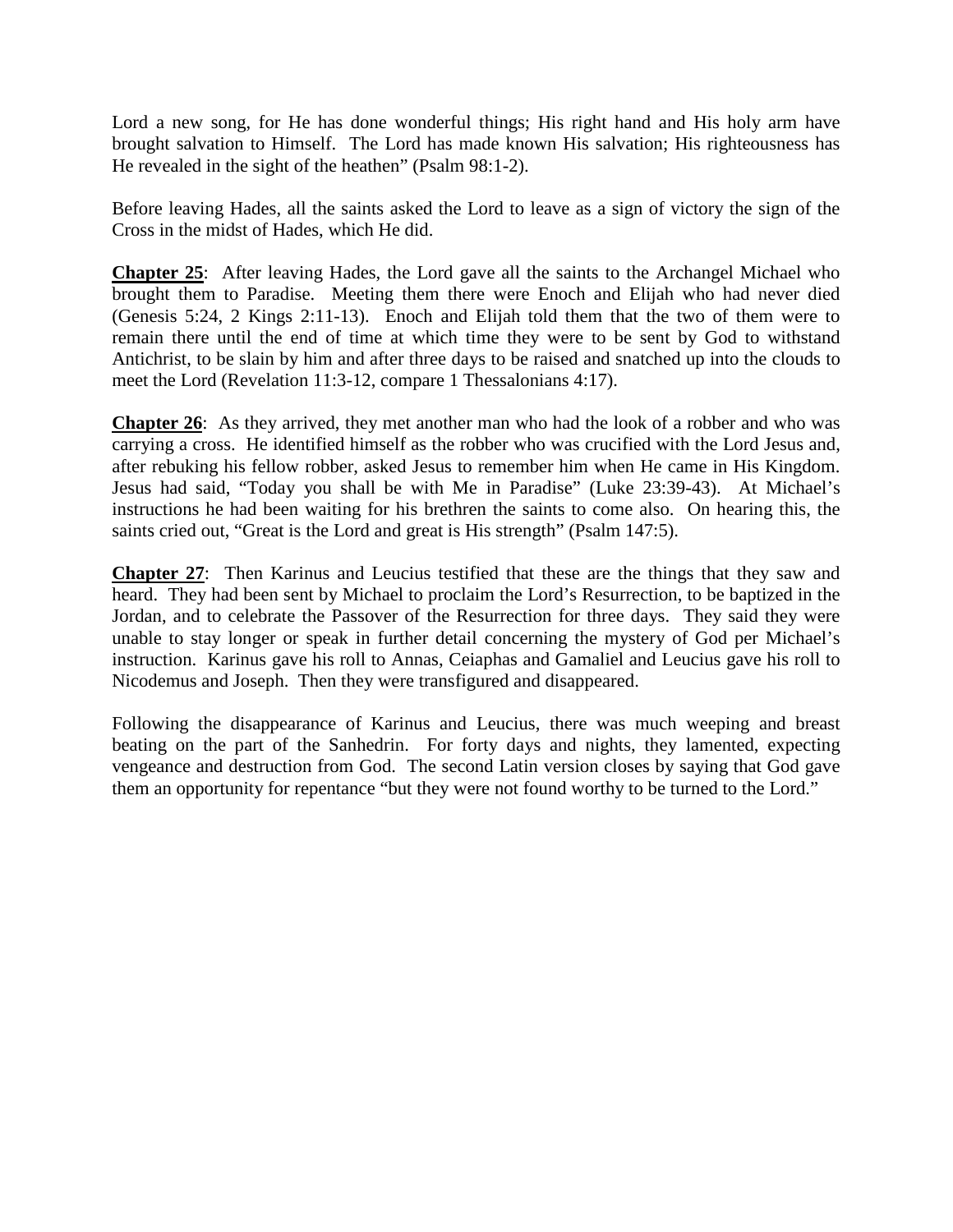Lord a new song, for He has done wonderful things; His right hand and His holy arm have brought salvation to Himself. The Lord has made known His salvation; His righteousness has He revealed in the sight of the heathen" (Psalm 98:1-2).

Before leaving Hades, all the saints asked the Lord to leave as a sign of victory the sign of the Cross in the midst of Hades, which He did.

**<u>Chapter 25</u>**: After leaving Hades, the Lord gave all the saints to the Archangel Michael who brought them to Paradise. Meeting them there were Enoch and Elijah who had never died (Genesis 5:24, 2 Kings 2:11-13). Enoch and Elijah told them that the two of them were to remain there until the end of time at which time they were to be sent by God to withstand Antichrist, to be slain by him and after three days to be raised and snatched up into the clouds to meet the Lord (Revelation 11:3-12, compare 1 Thessalonians 4:17).

**<u>Chapter 26</u>**: As they arrived, they met another man who had the look of a robber and who was carrying a cross. He identified himself as the robber who was crucified with the Lord Jesus and, after rebuking his fellow robber, asked Jesus to remember him when He came in His Kingdom. Jesus had said, "Today you shall be with Me in Paradise" (Luke 23:39-43). At Michael's instructions he had been waiting for his brethren the saints to come also. On hearing this, the saints cried out, "Great is the Lord and great is His strength" (Psalm 147:5).

**<u>Chapter 27</u>**: Then Karinus and Leucius testified that these are the things that they saw and heard. They had been sent by Michael to proclaim the Lord's Resurrection, to be baptized in the Jordan, and to celebrate the Passover of the Resurrection for three days. They said they were unable to stay longer or speak in further detail concerning the mystery of God per Michael's instruction. Karinus gave his roll to Annas, Ceiaphas and Gamaliel and Leucius gave his roll to Nicodemus and Joseph. Then they were transfigured and disappeared.

Following the disappearance of Karinus and Leucius, there was much weeping and breast beating on the part of the Sanhedrin. For forty days and nights, they lamented, expecting vengeance and destruction from God. The second Latin version closes by saying that God gave them an opportunity for repentance "but they were not found worthy to be turned to the Lord."